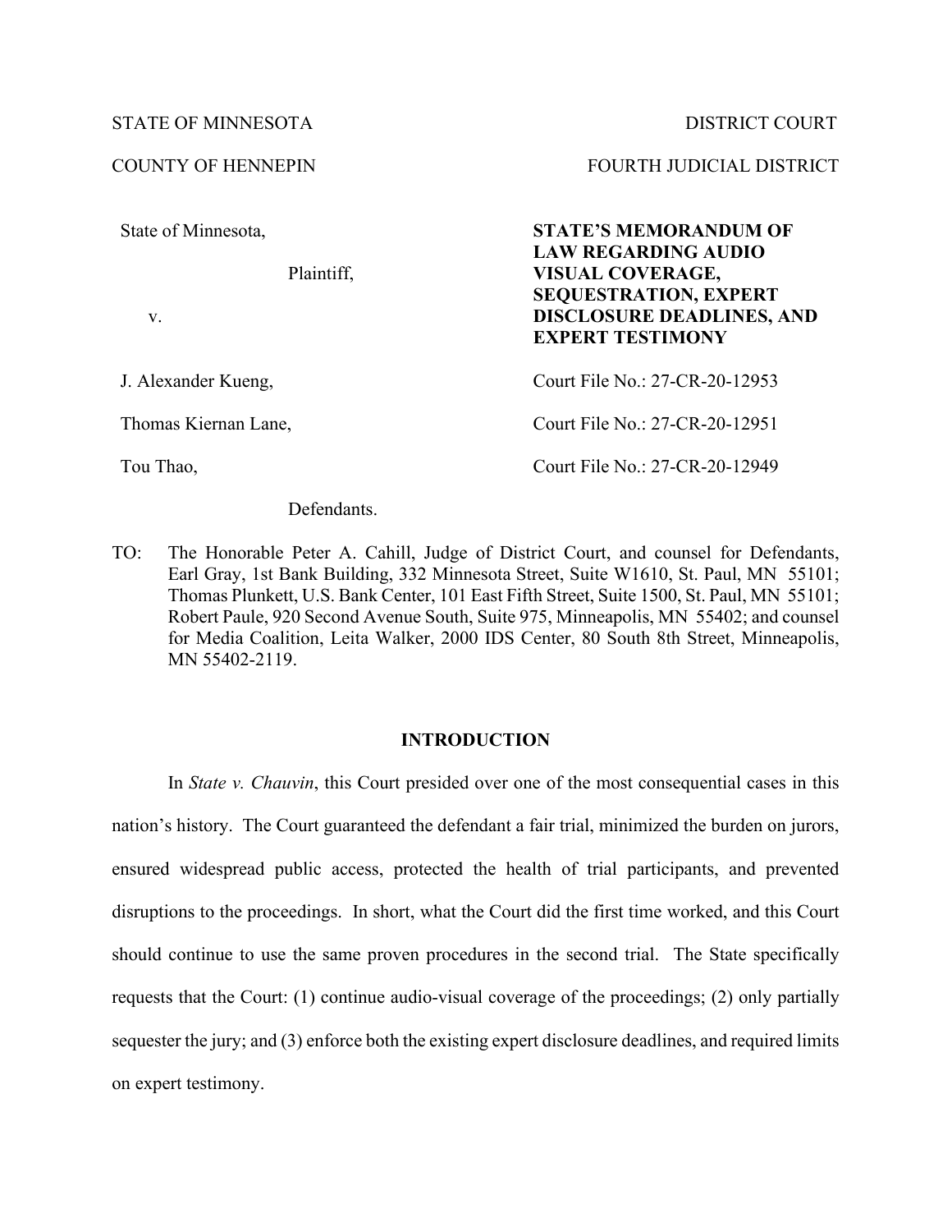STATE OF MINNESOTA DISTRICT COURT

COUNTY OF HENNEPIN FOURTH JUDICIAL DISTRICT

| | |
|---|---|
| State of Minnesota,<br><br>Plaintiff,<br><br>v. | **STATE'S MEMORANDUM OF LAW REGARDING AUDIO VISUAL COVERAGE, SEQUESTRATION, EXPERT DISCLOSURE DEADLINES, AND EXPERT TESTIMONY** |
| J. Alexander Kueng, | Court File No.: 27-CR-20-12953 |
| Thomas Kiernan Lane, | Court File No.: 27-CR-20-12951 |
| Tou Thao, | Court File No.: 27-CR-20-12949 |
| Defendants. | |

TO: The Honorable Peter A. Cahill, Judge of District Court, and counsel for Defendants, Earl Gray, 1st Bank Building, 332 Minnesota Street, Suite W1610, St. Paul, MN 55101; Thomas Plunkett, U.S. Bank Center, 101 East Fifth Street, Suite 1500, St. Paul, MN 55101; Robert Paule, 920 Second Avenue South, Suite 975, Minneapolis, MN 55402; and counsel for Media Coalition, Leita Walker, 2000 IDS Center, 80 South 8th Street, Minneapolis, MN 55402-2119.

## INTRODUCTION

In *State v. Chauvin*, this Court presided over one of the most consequential cases in this nation's history. The Court guaranteed the defendant a fair trial, minimized the burden on jurors, ensured widespread public access, protected the health of trial participants, and prevented disruptions to the proceedings. In short, what the Court did the first time worked, and this Court should continue to use the same proven procedures in the second trial. The State specifically requests that the Court: (1) continue audio-visual coverage of the proceedings; (2) only partially sequester the jury; and (3) enforce both the existing expert disclosure deadlines, and required limits on expert testimony.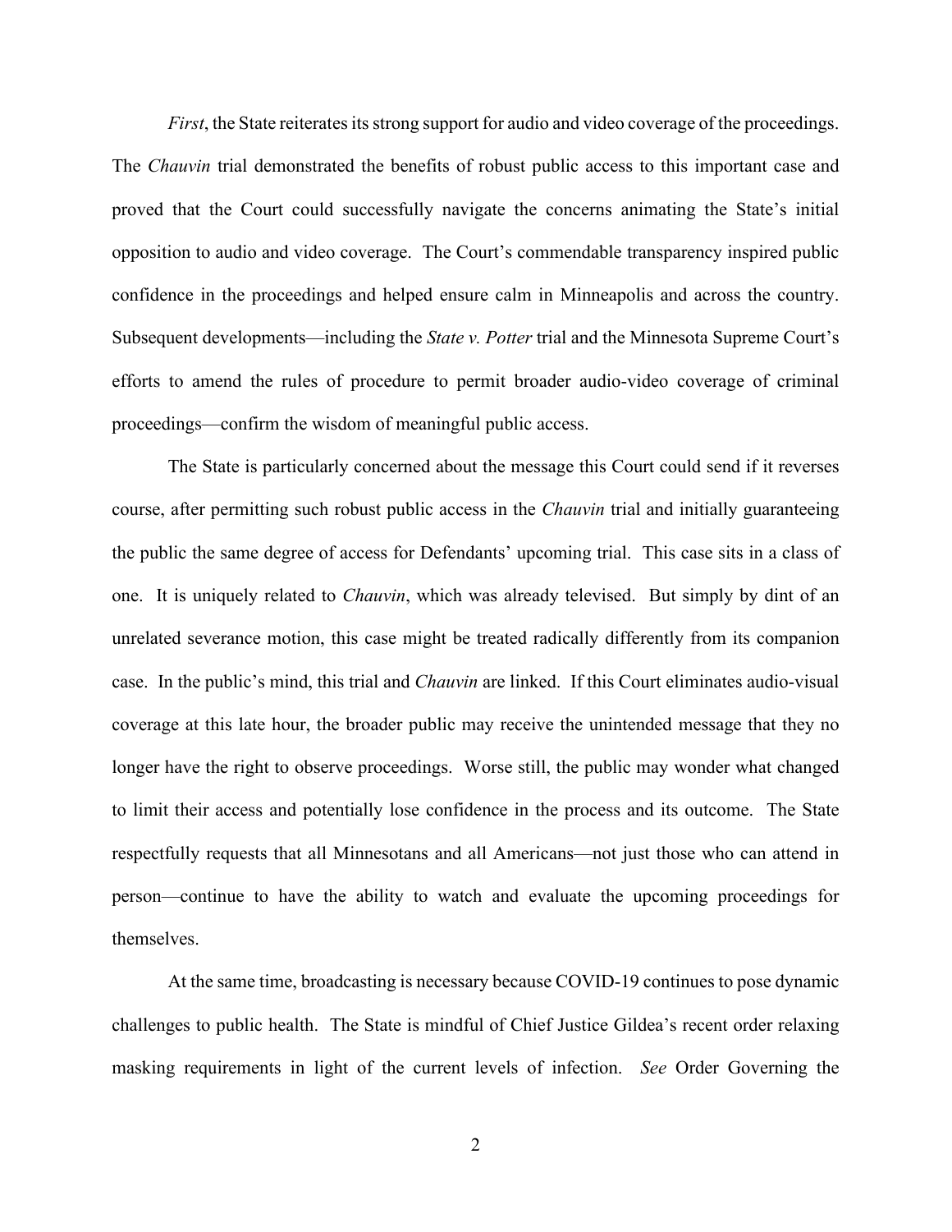*First*, the State reiterates its strong support for audio and video coverage of the proceedings. The *Chauvin* trial demonstrated the benefits of robust public access to this important case and proved that the Court could successfully navigate the concerns animating the State's initial opposition to audio and video coverage. The Court's commendable transparency inspired public confidence in the proceedings and helped ensure calm in Minneapolis and across the country. Subsequent developments—including the *State v. Potter* trial and the Minnesota Supreme Court's efforts to amend the rules of procedure to permit broader audio-video coverage of criminal proceedings—confirm the wisdom of meaningful public access.

The State is particularly concerned about the message this Court could send if it reverses course, after permitting such robust public access in the *Chauvin* trial and initially guaranteeing the public the same degree of access for Defendants' upcoming trial. This case sits in a class of one. It is uniquely related to *Chauvin*, which was already televised. But simply by dint of an unrelated severance motion, this case might be treated radically differently from its companion case. In the public's mind, this trial and *Chauvin* are linked. If this Court eliminates audio-visual coverage at this late hour, the broader public may receive the unintended message that they no longer have the right to observe proceedings. Worse still, the public may wonder what changed to limit their access and potentially lose confidence in the process and its outcome. The State respectfully requests that all Minnesotans and all Americans—not just those who can attend in person—continue to have the ability to watch and evaluate the upcoming proceedings for themselves.

At the same time, broadcasting is necessary because COVID-19 continues to pose dynamic challenges to public health. The State is mindful of Chief Justice Gildea's recent order relaxing masking requirements in light of the current levels of infection. *See* Order Governing the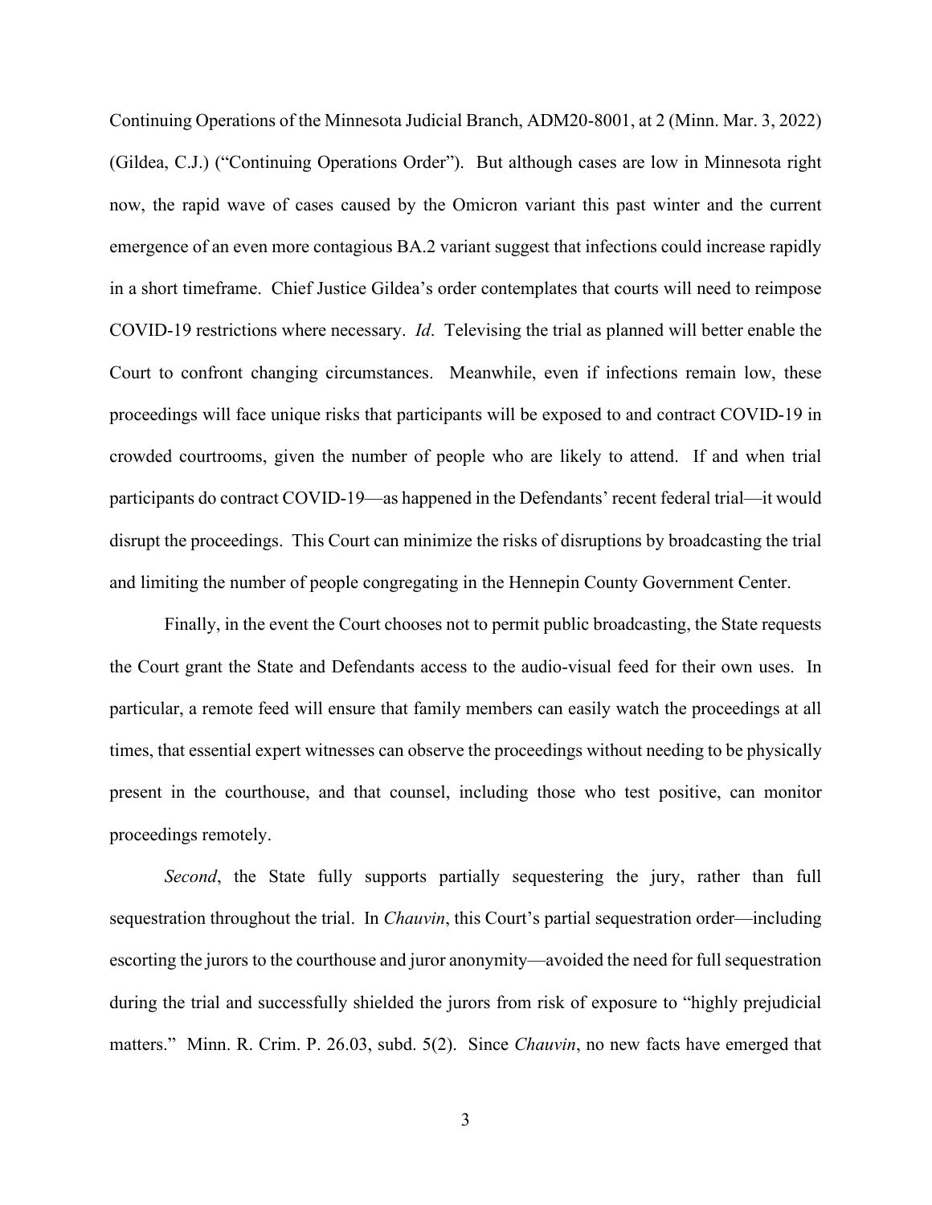Continuing Operations of the Minnesota Judicial Branch, ADM20-8001, at 2 (Minn. Mar. 3, 2022) (Gildea, C.J.) ("Continuing Operations Order"). But although cases are low in Minnesota right now, the rapid wave of cases caused by the Omicron variant this past winter and the current emergence of an even more contagious BA.2 variant suggest that infections could increase rapidly in a short timeframe. Chief Justice Gildea's order contemplates that courts will need to reimpose COVID-19 restrictions where necessary. *Id*. Televising the trial as planned will better enable the Court to confront changing circumstances. Meanwhile, even if infections remain low, these proceedings will face unique risks that participants will be exposed to and contract COVID-19 in crowded courtrooms, given the number of people who are likely to attend. If and when trial participants do contract COVID-19—as happened in the Defendants' recent federal trial—it would disrupt the proceedings. This Court can minimize the risks of disruptions by broadcasting the trial and limiting the number of people congregating in the Hennepin County Government Center.

Finally, in the event the Court chooses not to permit public broadcasting, the State requests the Court grant the State and Defendants access to the audio-visual feed for their own uses. In particular, a remote feed will ensure that family members can easily watch the proceedings at all times, that essential expert witnesses can observe the proceedings without needing to be physically present in the courthouse, and that counsel, including those who test positive, can monitor proceedings remotely.

*Second*, the State fully supports partially sequestering the jury, rather than full sequestration throughout the trial. In *Chauvin*, this Court's partial sequestration order—including escorting the jurors to the courthouse and juror anonymity—avoided the need for full sequestration during the trial and successfully shielded the jurors from risk of exposure to "highly prejudicial matters." Minn. R. Crim. P. 26.03, subd. 5(2). Since *Chauvin*, no new facts have emerged that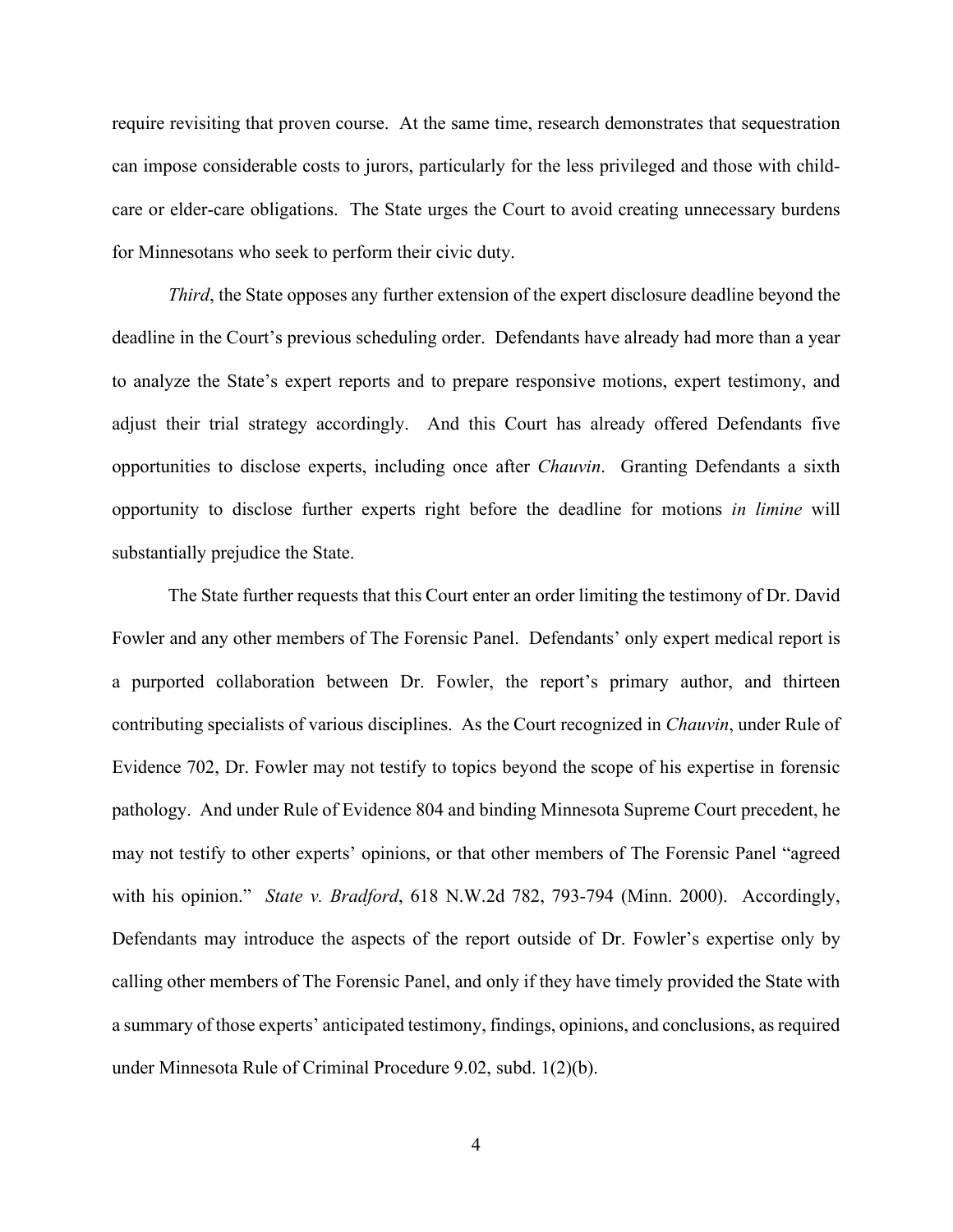require revisiting that proven course. At the same time, research demonstrates that sequestration can impose considerable costs to jurors, particularly for the less privileged and those with child-care or elder-care obligations. The State urges the Court to avoid creating unnecessary burdens for Minnesotans who seek to perform their civic duty.

*Third*, the State opposes any further extension of the expert disclosure deadline beyond the deadline in the Court's previous scheduling order. Defendants have already had more than a year to analyze the State's expert reports and to prepare responsive motions, expert testimony, and adjust their trial strategy accordingly. And this Court has already offered Defendants five opportunities to disclose experts, including once after *Chauvin*. Granting Defendants a sixth opportunity to disclose further experts right before the deadline for motions *in limine* will substantially prejudice the State.

The State further requests that this Court enter an order limiting the testimony of Dr. David Fowler and any other members of The Forensic Panel. Defendants' only expert medical report is a purported collaboration between Dr. Fowler, the report's primary author, and thirteen contributing specialists of various disciplines. As the Court recognized in *Chauvin*, under Rule of Evidence 702, Dr. Fowler may not testify to topics beyond the scope of his expertise in forensic pathology. And under Rule of Evidence 804 and binding Minnesota Supreme Court precedent, he may not testify to other experts' opinions, or that other members of The Forensic Panel "agreed with his opinion." *State v. Bradford*, 618 N.W.2d 782, 793-794 (Minn. 2000). Accordingly, Defendants may introduce the aspects of the report outside of Dr. Fowler's expertise only by calling other members of The Forensic Panel, and only if they have timely provided the State with a summary of those experts' anticipated testimony, findings, opinions, and conclusions, as required under Minnesota Rule of Criminal Procedure 9.02, subd. 1(2)(b).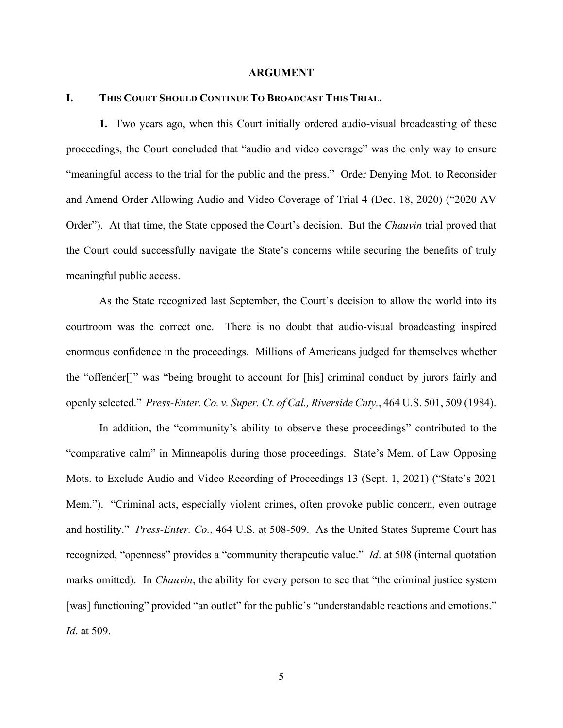## ARGUMENT

### I. THIS COURT SHOULD CONTINUE TO BROADCAST THIS TRIAL.

**1.** Two years ago, when this Court initially ordered audio-visual broadcasting of these proceedings, the Court concluded that "audio and video coverage" was the only way to ensure "meaningful access to the trial for the public and the press." Order Denying Mot. to Reconsider and Amend Order Allowing Audio and Video Coverage of Trial 4 (Dec. 18, 2020) ("2020 AV Order"). At that time, the State opposed the Court's decision. But the *Chauvin* trial proved that the Court could successfully navigate the State's concerns while securing the benefits of truly meaningful public access.

As the State recognized last September, the Court's decision to allow the world into its courtroom was the correct one. There is no doubt that audio-visual broadcasting inspired enormous confidence in the proceedings. Millions of Americans judged for themselves whether the "offender[]" was "being brought to account for [his] criminal conduct by jurors fairly and openly selected." *Press-Enter. Co. v. Super. Ct. of Cal., Riverside Cnty.*, 464 U.S. 501, 509 (1984).

In addition, the "community's ability to observe these proceedings" contributed to the "comparative calm" in Minneapolis during those proceedings. State's Mem. of Law Opposing Mots. to Exclude Audio and Video Recording of Proceedings 13 (Sept. 1, 2021) ("State's 2021 Mem."). "Criminal acts, especially violent crimes, often provoke public concern, even outrage and hostility." *Press-Enter. Co.*, 464 U.S. at 508-509. As the United States Supreme Court has recognized, "openness" provides a "community therapeutic value." *Id*. at 508 (internal quotation marks omitted). In *Chauvin*, the ability for every person to see that "the criminal justice system [was] functioning" provided "an outlet" for the public's "understandable reactions and emotions." *Id*. at 509.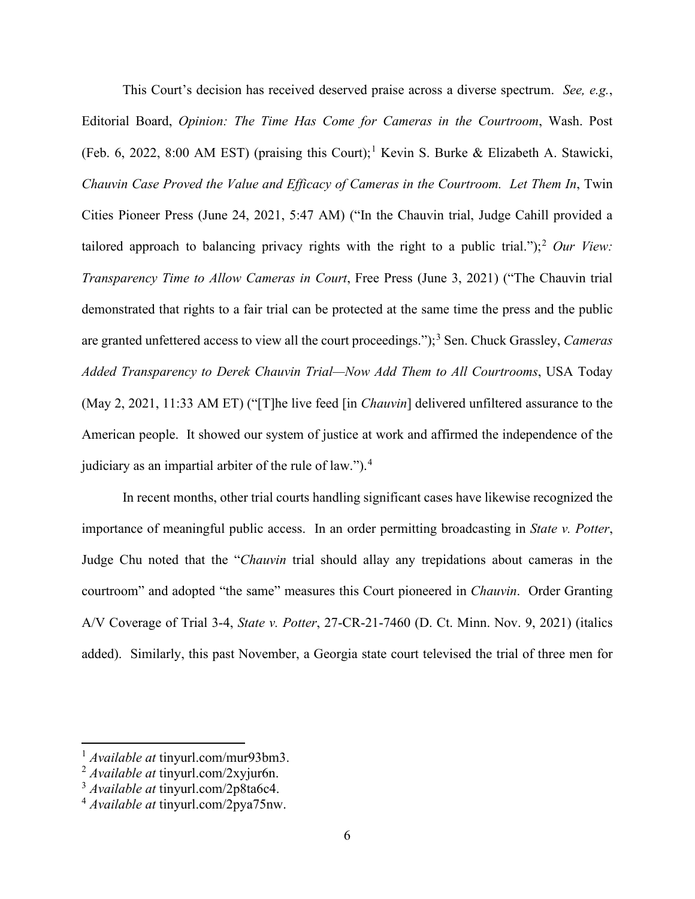This Court's decision has received deserved praise across a diverse spectrum. *See, e.g.*, Editorial Board, *Opinion: The Time Has Come for Cameras in the Courtroom*, Wash. Post (Feb. 6, 2022, 8:00 AM EST) (praising this Court);[1] Kevin S. Burke & Elizabeth A. Stawicki, *Chauvin Case Proved the Value and Efficacy of Cameras in the Courtroom. Let Them In*, Twin Cities Pioneer Press (June 24, 2021, 5:47 AM) ("In the Chauvin trial, Judge Cahill provided a tailored approach to balancing privacy rights with the right to a public trial.");[2] *Our View: Transparency Time to Allow Cameras in Court*, Free Press (June 3, 2021) ("The Chauvin trial demonstrated that rights to a fair trial can be protected at the same time the press and the public are granted unfettered access to view all the court proceedings.");[3] Sen. Chuck Grassley, *Cameras Added Transparency to Derek Chauvin Trial—Now Add Them to All Courtrooms*, USA Today (May 2, 2021, 11:33 AM ET) ("[T]he live feed [in *Chauvin*] delivered unfiltered assurance to the American people. It showed our system of justice at work and affirmed the independence of the judiciary as an impartial arbiter of the rule of law.").[4]

In recent months, other trial courts handling significant cases have likewise recognized the importance of meaningful public access. In an order permitting broadcasting in *State v. Potter*, Judge Chu noted that the "*Chauvin* trial should allay any trepidations about cameras in the courtroom" and adopted "the same" measures this Court pioneered in *Chauvin*. Order Granting A/V Coverage of Trial 3-4, *State v. Potter*, 27-CR-21-7460 (D. Ct. Minn. Nov. 9, 2021) (italics added). Similarly, this past November, a Georgia state court televised the trial of three men for

---

[1] *Available at* tinyurl.com/mur93bm3.

[2] *Available at* tinyurl.com/2xyjur6n.

[3] *Available at* tinyurl.com/2p8ta6c4.

[4] *Available at* tinyurl.com/2pya75nw.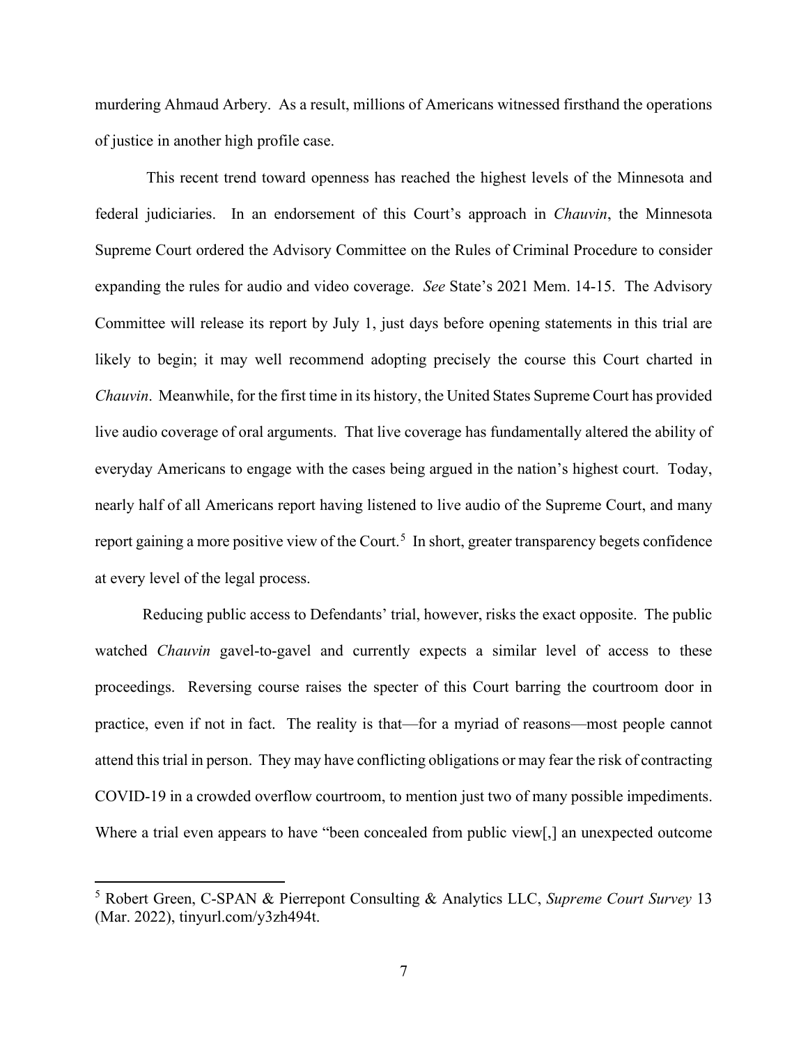murdering Ahmaud Arbery. As a result, millions of Americans witnessed firsthand the operations of justice in another high profile case.

This recent trend toward openness has reached the highest levels of the Minnesota and federal judiciaries. In an endorsement of this Court's approach in *Chauvin*, the Minnesota Supreme Court ordered the Advisory Committee on the Rules of Criminal Procedure to consider expanding the rules for audio and video coverage. *See* State's 2021 Mem. 14-15. The Advisory Committee will release its report by July 1, just days before opening statements in this trial are likely to begin; it may well recommend adopting precisely the course this Court charted in *Chauvin*. Meanwhile, for the first time in its history, the United States Supreme Court has provided live audio coverage of oral arguments. That live coverage has fundamentally altered the ability of everyday Americans to engage with the cases being argued in the nation's highest court. Today, nearly half of all Americans report having listened to live audio of the Supreme Court, and many report gaining a more positive view of the Court.[5] In short, greater transparency begets confidence at every level of the legal process.

Reducing public access to Defendants' trial, however, risks the exact opposite. The public watched *Chauvin* gavel-to-gavel and currently expects a similar level of access to these proceedings. Reversing course raises the specter of this Court barring the courtroom door in practice, even if not in fact. The reality is that—for a myriad of reasons—most people cannot attend this trial in person. They may have conflicting obligations or may fear the risk of contracting COVID-19 in a crowded overflow courtroom, to mention just two of many possible impediments. Where a trial even appears to have "been concealed from public view[,] an unexpected outcome

---

[5] Robert Green, C-SPAN & Pierrepont Consulting & Analytics LLC, *Supreme Court Survey* 13 (Mar. 2022), tinyurl.com/y3zh494t.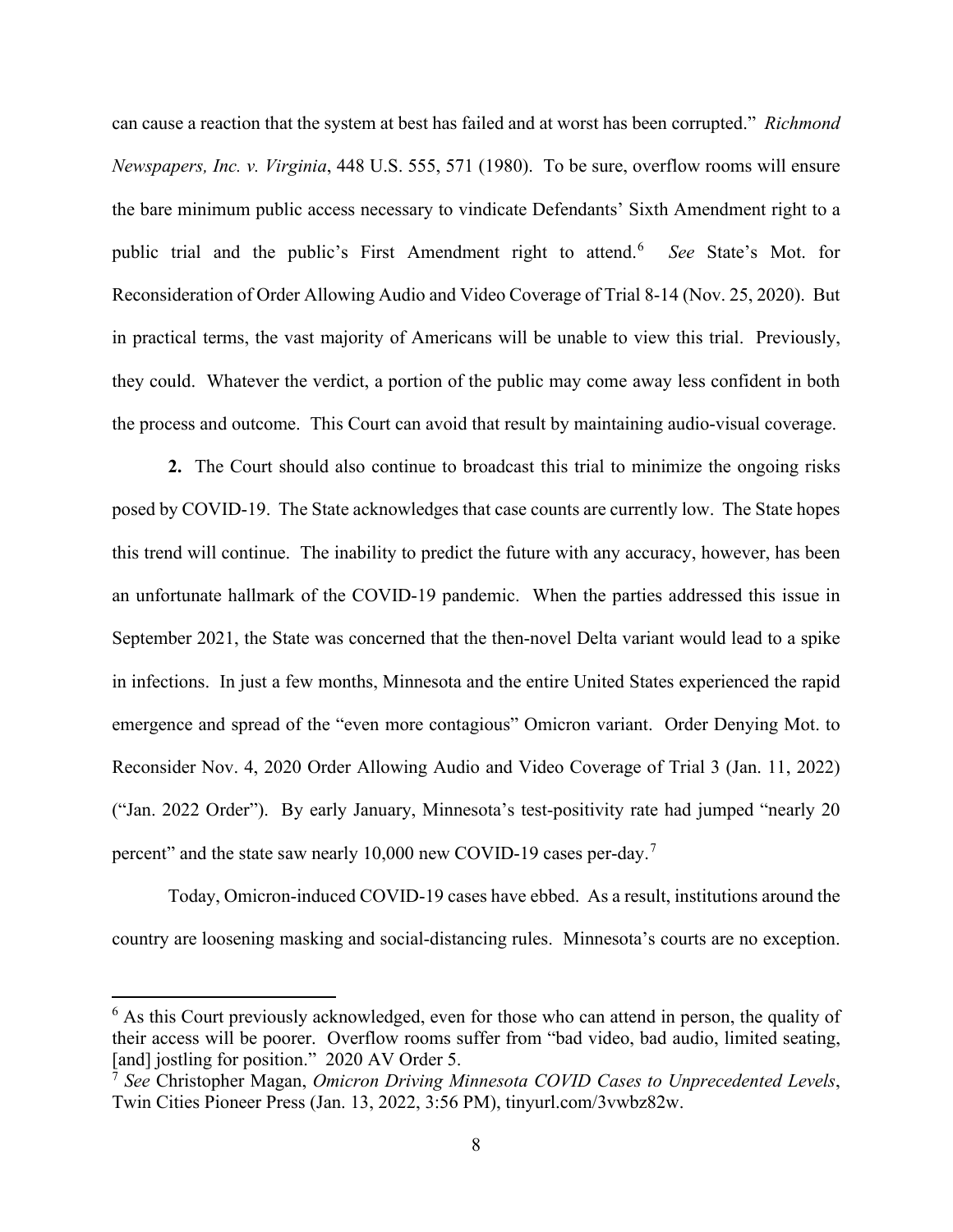can cause a reaction that the system at best has failed and at worst has been corrupted." *Richmond Newspapers, Inc. v. Virginia*, 448 U.S. 555, 571 (1980). To be sure, overflow rooms will ensure the bare minimum public access necessary to vindicate Defendants' Sixth Amendment right to a public trial and the public's First Amendment right to attend.[6] *See* State's Mot. for Reconsideration of Order Allowing Audio and Video Coverage of Trial 8-14 (Nov. 25, 2020). But in practical terms, the vast majority of Americans will be unable to view this trial. Previously, they could. Whatever the verdict, a portion of the public may come away less confident in both the process and outcome. This Court can avoid that result by maintaining audio-visual coverage.

**2.** The Court should also continue to broadcast this trial to minimize the ongoing risks posed by COVID-19. The State acknowledges that case counts are currently low. The State hopes this trend will continue. The inability to predict the future with any accuracy, however, has been an unfortunate hallmark of the COVID-19 pandemic. When the parties addressed this issue in September 2021, the State was concerned that the then-novel Delta variant would lead to a spike in infections. In just a few months, Minnesota and the entire United States experienced the rapid emergence and spread of the "even more contagious" Omicron variant. Order Denying Mot. to Reconsider Nov. 4, 2020 Order Allowing Audio and Video Coverage of Trial 3 (Jan. 11, 2022) ("Jan. 2022 Order"). By early January, Minnesota's test-positivity rate had jumped "nearly 20 percent" and the state saw nearly 10,000 new COVID-19 cases per-day.[7]

Today, Omicron-induced COVID-19 cases have ebbed. As a result, institutions around the country are loosening masking and social-distancing rules. Minnesota's courts are no exception.

---

[6] As this Court previously acknowledged, even for those who can attend in person, the quality of their access will be poorer. Overflow rooms suffer from "bad video, bad audio, limited seating, [and] jostling for position." 2020 AV Order 5.

[7] *See* Christopher Magan, *Omicron Driving Minnesota COVID Cases to Unprecedented Levels*, Twin Cities Pioneer Press (Jan. 13, 2022, 3:56 PM), tinyurl.com/3vwbz82w.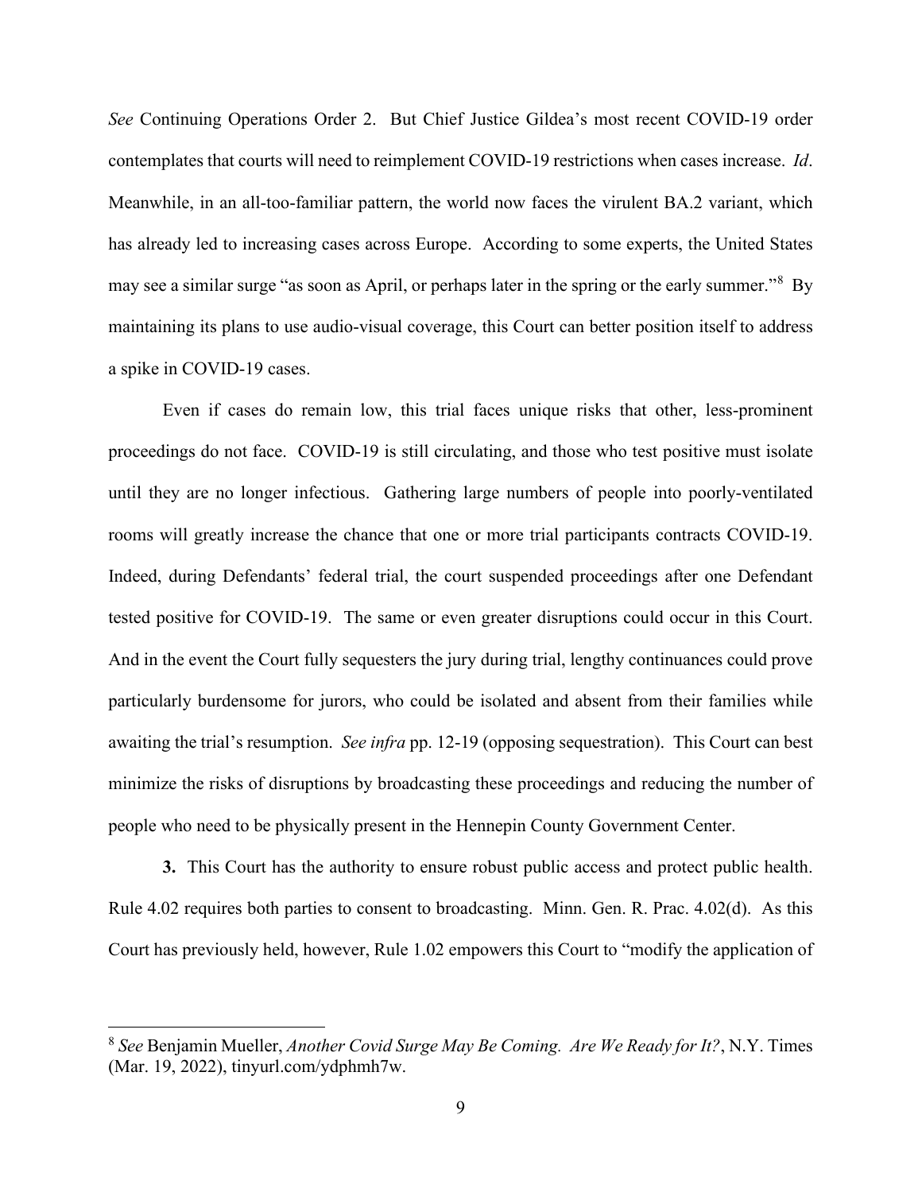*See* Continuing Operations Order 2. But Chief Justice Gildea's most recent COVID-19 order contemplates that courts will need to reimplement COVID-19 restrictions when cases increase. *Id*. Meanwhile, in an all-too-familiar pattern, the world now faces the virulent BA.2 variant, which has already led to increasing cases across Europe. According to some experts, the United States may see a similar surge "as soon as April, or perhaps later in the spring or the early summer."[8] By maintaining its plans to use audio-visual coverage, this Court can better position itself to address a spike in COVID-19 cases.

Even if cases do remain low, this trial faces unique risks that other, less-prominent proceedings do not face. COVID-19 is still circulating, and those who test positive must isolate until they are no longer infectious. Gathering large numbers of people into poorly-ventilated rooms will greatly increase the chance that one or more trial participants contracts COVID-19. Indeed, during Defendants' federal trial, the court suspended proceedings after one Defendant tested positive for COVID-19. The same or even greater disruptions could occur in this Court. And in the event the Court fully sequesters the jury during trial, lengthy continuances could prove particularly burdensome for jurors, who could be isolated and absent from their families while awaiting the trial's resumption. *See infra* pp. 12-19 (opposing sequestration). This Court can best minimize the risks of disruptions by broadcasting these proceedings and reducing the number of people who need to be physically present in the Hennepin County Government Center.

**3.** This Court has the authority to ensure robust public access and protect public health. Rule 4.02 requires both parties to consent to broadcasting. Minn. Gen. R. Prac. 4.02(d). As this Court has previously held, however, Rule 1.02 empowers this Court to "modify the application of

---

[8] *See* Benjamin Mueller, *Another Covid Surge May Be Coming. Are We Ready for It?*, N.Y. Times (Mar. 19, 2022), tinyurl.com/ydphmh7w.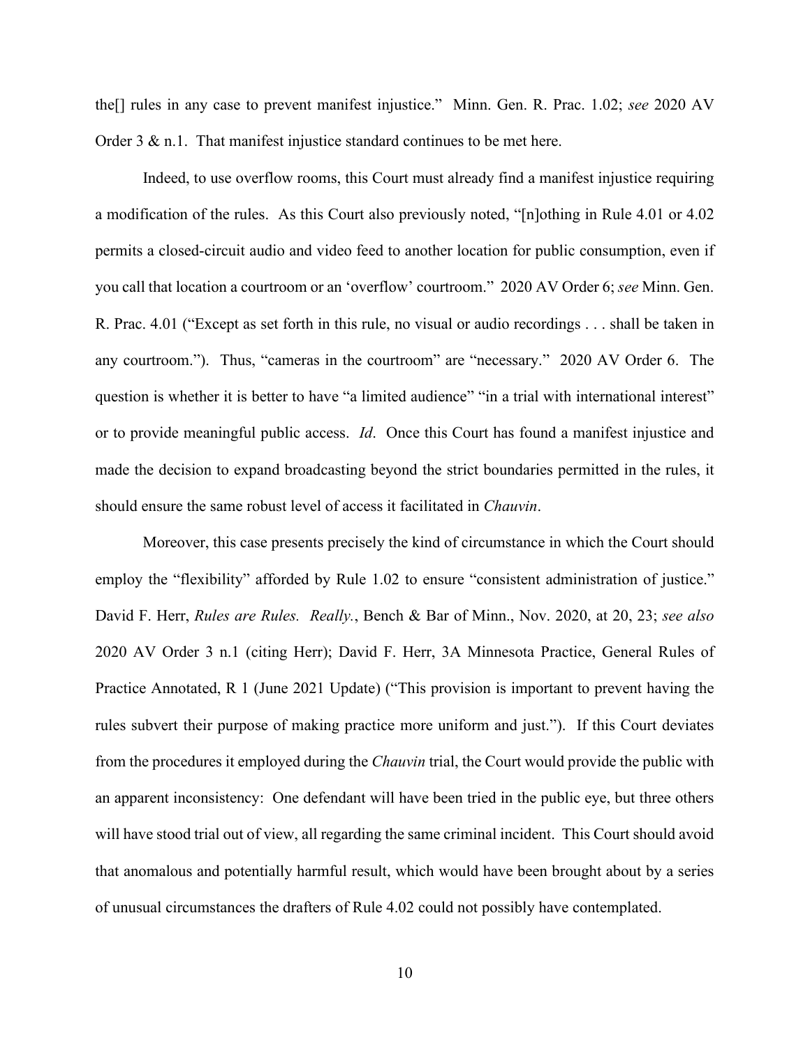the[] rules in any case to prevent manifest injustice." Minn. Gen. R. Prac. 1.02; *see* 2020 AV Order 3 & n.1. That manifest injustice standard continues to be met here.

Indeed, to use overflow rooms, this Court must already find a manifest injustice requiring a modification of the rules. As this Court also previously noted, "[n]othing in Rule 4.01 or 4.02 permits a closed-circuit audio and video feed to another location for public consumption, even if you call that location a courtroom or an 'overflow' courtroom." 2020 AV Order 6; *see* Minn. Gen. R. Prac. 4.01 ("Except as set forth in this rule, no visual or audio recordings . . . shall be taken in any courtroom."). Thus, "cameras in the courtroom" are "necessary." 2020 AV Order 6. The question is whether it is better to have "a limited audience" "in a trial with international interest" or to provide meaningful public access. *Id*. Once this Court has found a manifest injustice and made the decision to expand broadcasting beyond the strict boundaries permitted in the rules, it should ensure the same robust level of access it facilitated in *Chauvin*.

Moreover, this case presents precisely the kind of circumstance in which the Court should employ the "flexibility" afforded by Rule 1.02 to ensure "consistent administration of justice." David F. Herr, *Rules are Rules. Really.*, Bench & Bar of Minn., Nov. 2020, at 20, 23; *see also* 2020 AV Order 3 n.1 (citing Herr); David F. Herr, 3A Minnesota Practice, General Rules of Practice Annotated, R 1 (June 2021 Update) ("This provision is important to prevent having the rules subvert their purpose of making practice more uniform and just."). If this Court deviates from the procedures it employed during the *Chauvin* trial, the Court would provide the public with an apparent inconsistency: One defendant will have been tried in the public eye, but three others will have stood trial out of view, all regarding the same criminal incident. This Court should avoid that anomalous and potentially harmful result, which would have been brought about by a series of unusual circumstances the drafters of Rule 4.02 could not possibly have contemplated.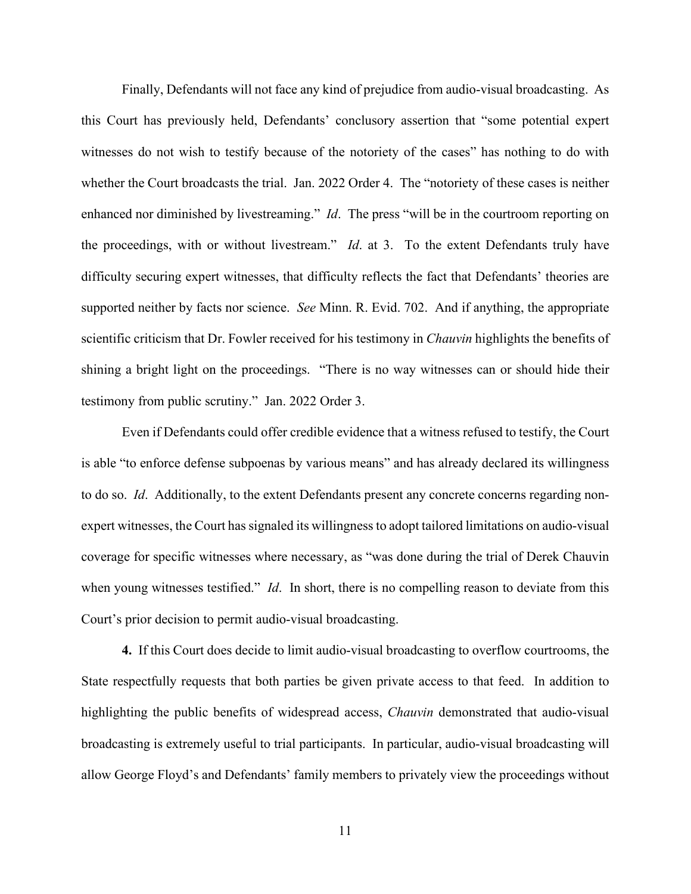Finally, Defendants will not face any kind of prejudice from audio-visual broadcasting. As this Court has previously held, Defendants' conclusory assertion that "some potential expert witnesses do not wish to testify because of the notoriety of the cases" has nothing to do with whether the Court broadcasts the trial. Jan. 2022 Order 4. The "notoriety of these cases is neither enhanced nor diminished by livestreaming." *Id*. The press "will be in the courtroom reporting on the proceedings, with or without livestream." *Id*. at 3. To the extent Defendants truly have difficulty securing expert witnesses, that difficulty reflects the fact that Defendants' theories are supported neither by facts nor science. *See* Minn. R. Evid. 702. And if anything, the appropriate scientific criticism that Dr. Fowler received for his testimony in *Chauvin* highlights the benefits of shining a bright light on the proceedings. "There is no way witnesses can or should hide their testimony from public scrutiny." Jan. 2022 Order 3.

Even if Defendants could offer credible evidence that a witness refused to testify, the Court is able "to enforce defense subpoenas by various means" and has already declared its willingness to do so. *Id*. Additionally, to the extent Defendants present any concrete concerns regarding non-expert witnesses, the Court has signaled its willingness to adopt tailored limitations on audio-visual coverage for specific witnesses where necessary, as "was done during the trial of Derek Chauvin when young witnesses testified." *Id*. In short, there is no compelling reason to deviate from this Court's prior decision to permit audio-visual broadcasting.

**4.** If this Court does decide to limit audio-visual broadcasting to overflow courtrooms, the State respectfully requests that both parties be given private access to that feed. In addition to highlighting the public benefits of widespread access, *Chauvin* demonstrated that audio-visual broadcasting is extremely useful to trial participants. In particular, audio-visual broadcasting will allow George Floyd's and Defendants' family members to privately view the proceedings without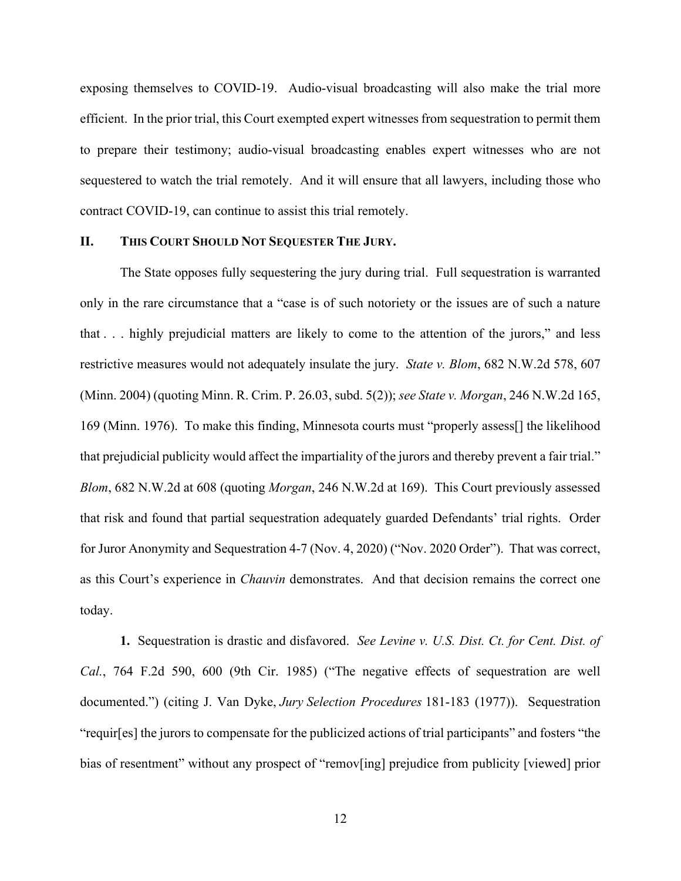exposing themselves to COVID-19. Audio-visual broadcasting will also make the trial more efficient. In the prior trial, this Court exempted expert witnesses from sequestration to permit them to prepare their testimony; audio-visual broadcasting enables expert witnesses who are not sequestered to watch the trial remotely. And it will ensure that all lawyers, including those who contract COVID-19, can continue to assist this trial remotely.

## II. THIS COURT SHOULD NOT SEQUESTER THE JURY.

The State opposes fully sequestering the jury during trial. Full sequestration is warranted only in the rare circumstance that a "case is of such notoriety or the issues are of such a nature that . . . highly prejudicial matters are likely to come to the attention of the jurors," and less restrictive measures would not adequately insulate the jury. *State v. Blom*, 682 N.W.2d 578, 607 (Minn. 2004) (quoting Minn. R. Crim. P. 26.03, subd. 5(2)); *see State v. Morgan*, 246 N.W.2d 165, 169 (Minn. 1976). To make this finding, Minnesota courts must "properly assess[] the likelihood that prejudicial publicity would affect the impartiality of the jurors and thereby prevent a fair trial." *Blom*, 682 N.W.2d at 608 (quoting *Morgan*, 246 N.W.2d at 169). This Court previously assessed that risk and found that partial sequestration adequately guarded Defendants' trial rights. Order for Juror Anonymity and Sequestration 4-7 (Nov. 4, 2020) ("Nov. 2020 Order"). That was correct, as this Court's experience in *Chauvin* demonstrates. And that decision remains the correct one today.

**1.** Sequestration is drastic and disfavored. *See Levine v. U.S. Dist. Ct. for Cent. Dist. of Cal.*, 764 F.2d 590, 600 (9th Cir. 1985) ("The negative effects of sequestration are well documented.") (citing J. Van Dyke, *Jury Selection Procedures* 181-183 (1977)). Sequestration "requir[es] the jurors to compensate for the publicized actions of trial participants" and fosters "the bias of resentment" without any prospect of "remov[ing] prejudice from publicity [viewed] prior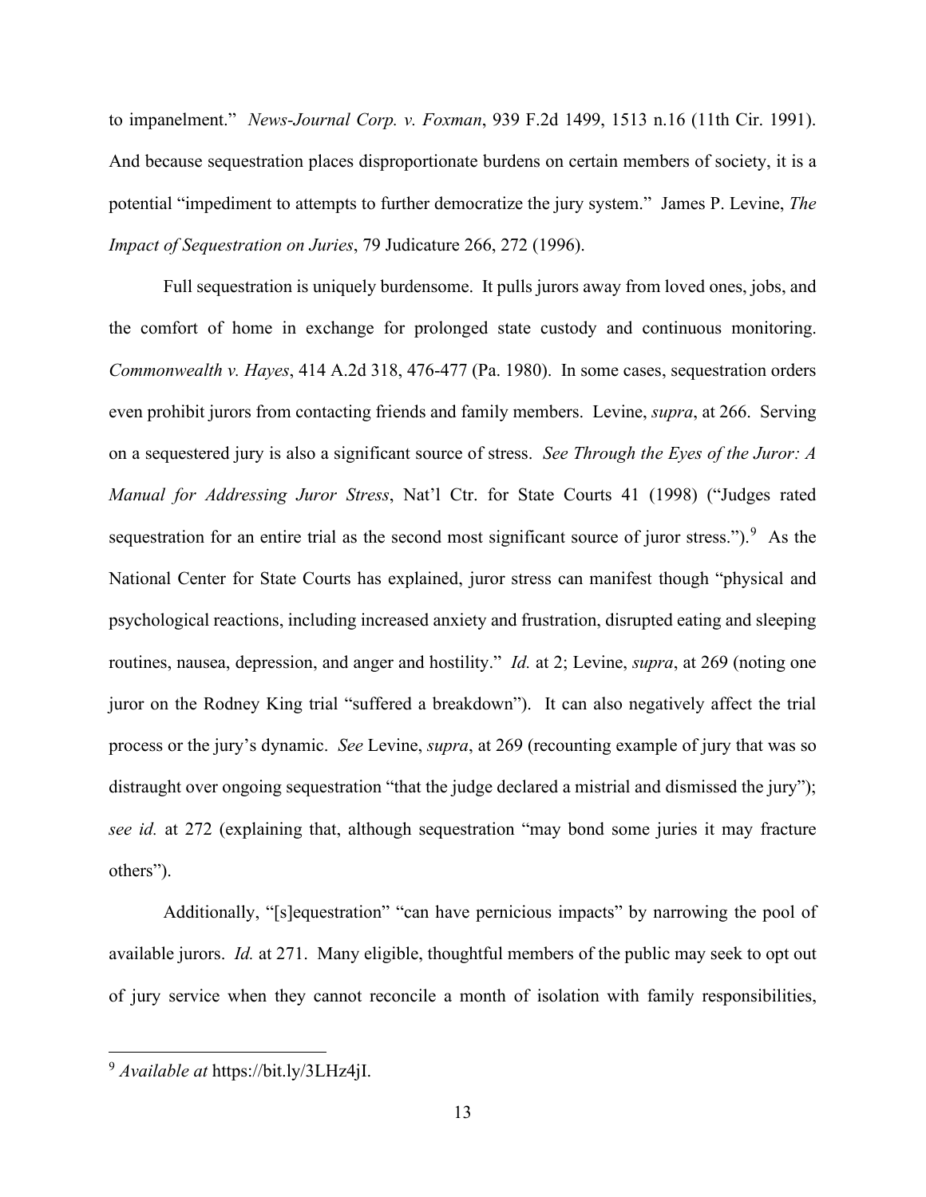to impanelment." *News-Journal Corp. v. Foxman*, 939 F.2d 1499, 1513 n.16 (11th Cir. 1991). And because sequestration places disproportionate burdens on certain members of society, it is a potential "impediment to attempts to further democratize the jury system." James P. Levine, *The Impact of Sequestration on Juries*, 79 Judicature 266, 272 (1996).

Full sequestration is uniquely burdensome. It pulls jurors away from loved ones, jobs, and the comfort of home in exchange for prolonged state custody and continuous monitoring. *Commonwealth v. Hayes*, 414 A.2d 318, 476-477 (Pa. 1980). In some cases, sequestration orders even prohibit jurors from contacting friends and family members. Levine, *supra*, at 266. Serving on a sequestered jury is also a significant source of stress. *See Through the Eyes of the Juror: A Manual for Addressing Juror Stress*, Nat'l Ctr. for State Courts 41 (1998) ("Judges rated sequestration for an entire trial as the second most significant source of juror stress.").[9] As the National Center for State Courts has explained, juror stress can manifest though "physical and psychological reactions, including increased anxiety and frustration, disrupted eating and sleeping routines, nausea, depression, and anger and hostility." *Id.* at 2; Levine, *supra*, at 269 (noting one juror on the Rodney King trial "suffered a breakdown"). It can also negatively affect the trial process or the jury's dynamic. *See* Levine, *supra*, at 269 (recounting example of jury that was so distraught over ongoing sequestration "that the judge declared a mistrial and dismissed the jury"); *see id.* at 272 (explaining that, although sequestration "may bond some juries it may fracture others").

Additionally, "[s]equestration" "can have pernicious impacts" by narrowing the pool of available jurors. *Id.* at 271. Many eligible, thoughtful members of the public may seek to opt out of jury service when they cannot reconcile a month of isolation with family responsibilities,

---

[9] *Available at* https://bit.ly/3LHz4jI.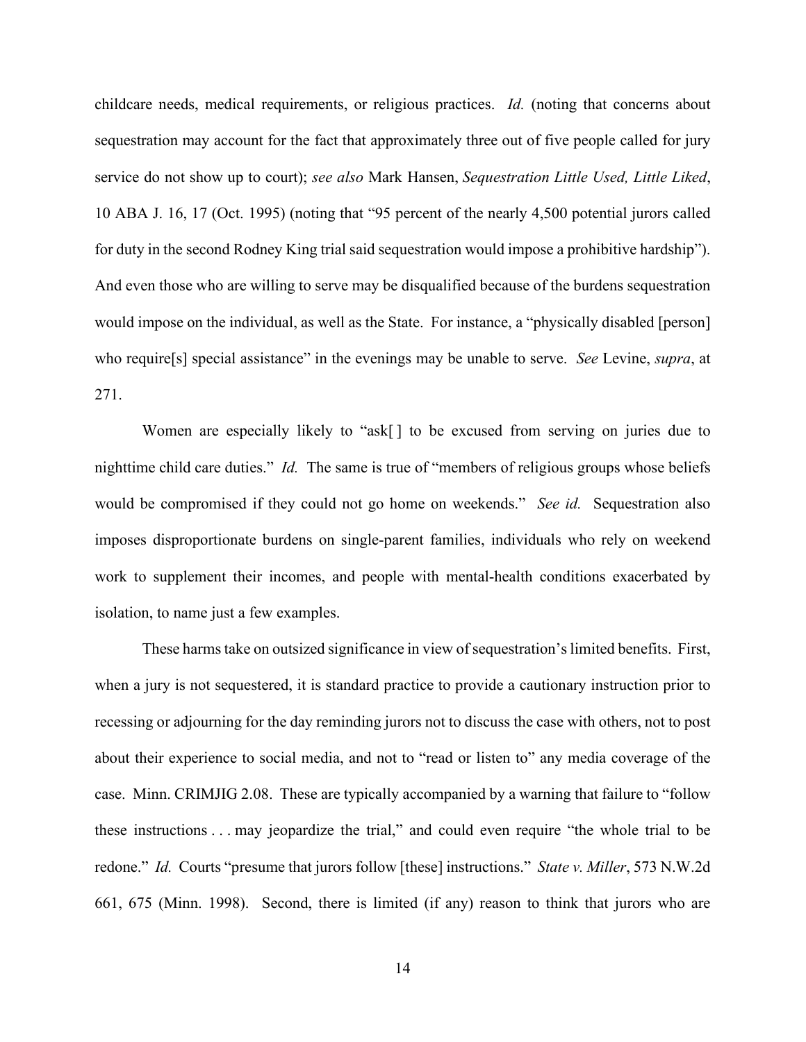childcare needs, medical requirements, or religious practices. *Id.* (noting that concerns about sequestration may account for the fact that approximately three out of five people called for jury service do not show up to court); *see also* Mark Hansen, *Sequestration Little Used, Little Liked*, 10 ABA J. 16, 17 (Oct. 1995) (noting that "95 percent of the nearly 4,500 potential jurors called for duty in the second Rodney King trial said sequestration would impose a prohibitive hardship"). And even those who are willing to serve may be disqualified because of the burdens sequestration would impose on the individual, as well as the State. For instance, a "physically disabled [person] who require[s] special assistance" in the evenings may be unable to serve. *See* Levine, *supra*, at 271.

Women are especially likely to "ask[ ] to be excused from serving on juries due to nighttime child care duties." *Id.* The same is true of "members of religious groups whose beliefs would be compromised if they could not go home on weekends." *See id.* Sequestration also imposes disproportionate burdens on single-parent families, individuals who rely on weekend work to supplement their incomes, and people with mental-health conditions exacerbated by isolation, to name just a few examples.

These harms take on outsized significance in view of sequestration's limited benefits. First, when a jury is not sequestered, it is standard practice to provide a cautionary instruction prior to recessing or adjourning for the day reminding jurors not to discuss the case with others, not to post about their experience to social media, and not to "read or listen to" any media coverage of the case. Minn. CRIMJIG 2.08. These are typically accompanied by a warning that failure to "follow these instructions . . . may jeopardize the trial," and could even require "the whole trial to be redone." *Id.* Courts "presume that jurors follow [these] instructions." *State v. Miller*, 573 N.W.2d 661, 675 (Minn. 1998). Second, there is limited (if any) reason to think that jurors who are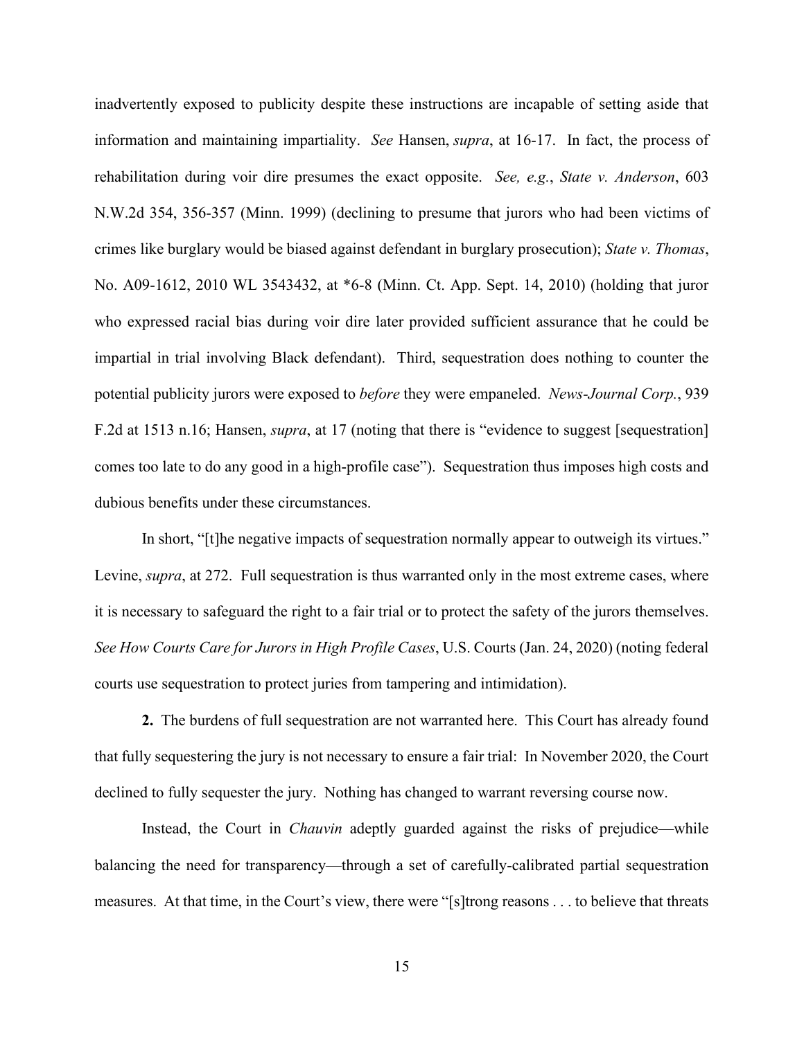inadvertently exposed to publicity despite these instructions are incapable of setting aside that information and maintaining impartiality. *See* Hansen, *supra*, at 16-17. In fact, the process of rehabilitation during voir dire presumes the exact opposite. *See, e.g.*, *State v. Anderson*, 603 N.W.2d 354, 356-357 (Minn. 1999) (declining to presume that jurors who had been victims of crimes like burglary would be biased against defendant in burglary prosecution); *State v. Thomas*, No. A09-1612, 2010 WL 3543432, at *6-8 (Minn. Ct. App. Sept. 14, 2010) (holding that juror who expressed racial bias during voir dire later provided sufficient assurance that he could be impartial in trial involving Black defendant). Third, sequestration does nothing to counter the potential publicity jurors were exposed to *before* they were empaneled. *News-Journal Corp.*, 939 F.2d at 1513 n.16; Hansen, *supra*, at 17 (noting that there is "evidence to suggest [sequestration] comes too late to do any good in a high-profile case"). Sequestration thus imposes high costs and dubious benefits under these circumstances.

In short, "[t]he negative impacts of sequestration normally appear to outweigh its virtues." Levine, *supra*, at 272. Full sequestration is thus warranted only in the most extreme cases, where it is necessary to safeguard the right to a fair trial or to protect the safety of the jurors themselves. *See How Courts Care for Jurors in High Profile Cases*, U.S. Courts (Jan. 24, 2020) (noting federal courts use sequestration to protect juries from tampering and intimidation).

**2.** The burdens of full sequestration are not warranted here. This Court has already found that fully sequestering the jury is not necessary to ensure a fair trial: In November 2020, the Court declined to fully sequester the jury. Nothing has changed to warrant reversing course now.

Instead, the Court in *Chauvin* adeptly guarded against the risks of prejudice—while balancing the need for transparency—through a set of carefully-calibrated partial sequestration measures. At that time, in the Court's view, there were "[s]trong reasons . . . to believe that threats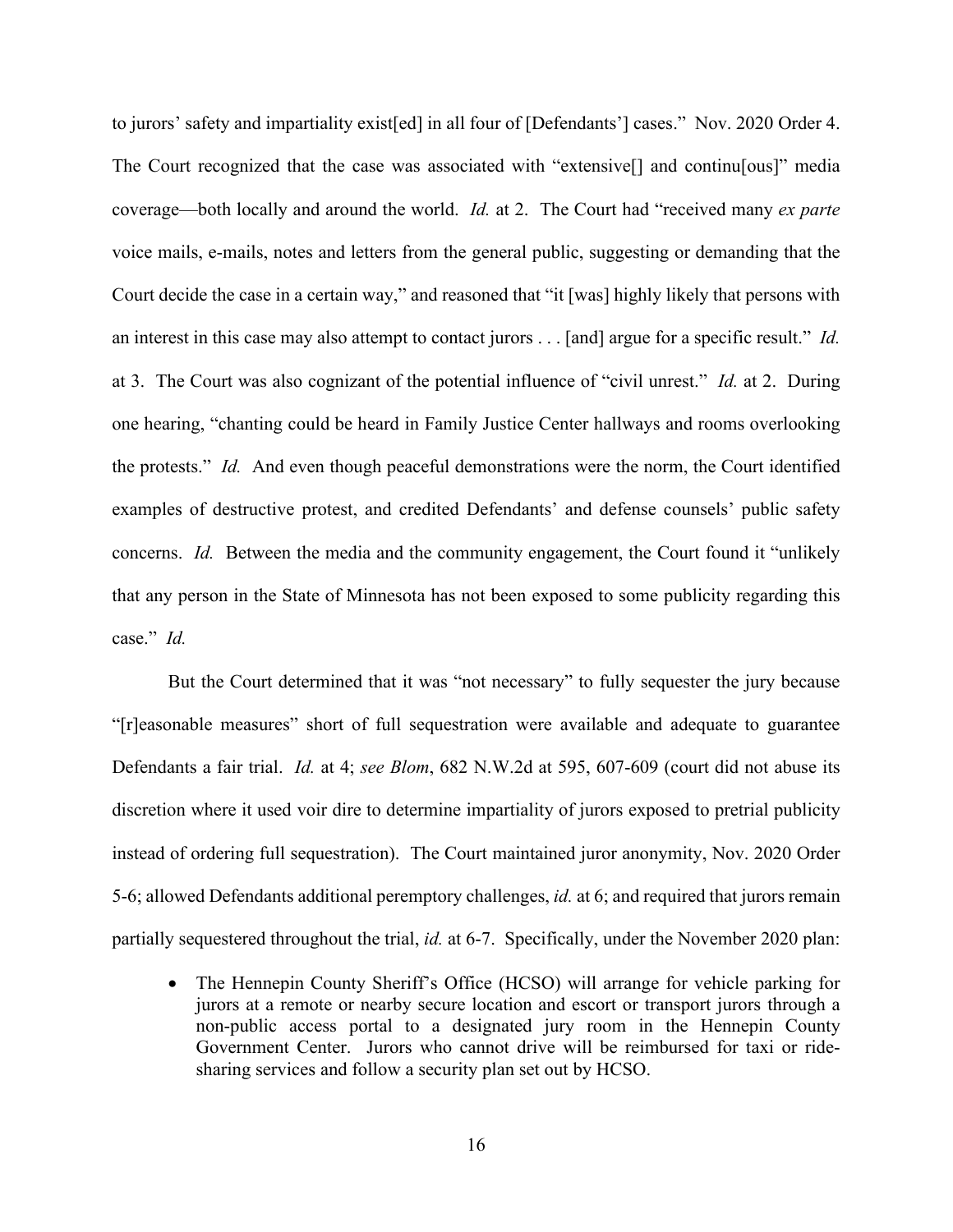to jurors' safety and impartiality exist[ed] in all four of [Defendants'] cases." Nov. 2020 Order 4. The Court recognized that the case was associated with "extensive[] and continu[ous]" media coverage—both locally and around the world. *Id.* at 2. The Court had "received many *ex parte* voice mails, e-mails, notes and letters from the general public, suggesting or demanding that the Court decide the case in a certain way," and reasoned that "it [was] highly likely that persons with an interest in this case may also attempt to contact jurors . . . [and] argue for a specific result." *Id.* at 3. The Court was also cognizant of the potential influence of "civil unrest." *Id.* at 2. During one hearing, "chanting could be heard in Family Justice Center hallways and rooms overlooking the protests." *Id.* And even though peaceful demonstrations were the norm, the Court identified examples of destructive protest, and credited Defendants' and defense counsels' public safety concerns. *Id.* Between the media and the community engagement, the Court found it "unlikely that any person in the State of Minnesota has not been exposed to some publicity regarding this case." *Id.*

But the Court determined that it was "not necessary" to fully sequester the jury because "[r]easonable measures" short of full sequestration were available and adequate to guarantee Defendants a fair trial. *Id.* at 4; *see Blom*, 682 N.W.2d at 595, 607-609 (court did not abuse its discretion where it used voir dire to determine impartiality of jurors exposed to pretrial publicity instead of ordering full sequestration). The Court maintained juror anonymity, Nov. 2020 Order 5-6; allowed Defendants additional peremptory challenges, *id.* at 6; and required that jurors remain partially sequestered throughout the trial, *id.* at 6-7. Specifically, under the November 2020 plan:

- The Hennepin County Sheriff's Office (HCSO) will arrange for vehicle parking for jurors at a remote or nearby secure location and escort or transport jurors through a non-public access portal to a designated jury room in the Hennepin County Government Center. Jurors who cannot drive will be reimbursed for taxi or ride-sharing services and follow a security plan set out by HCSO.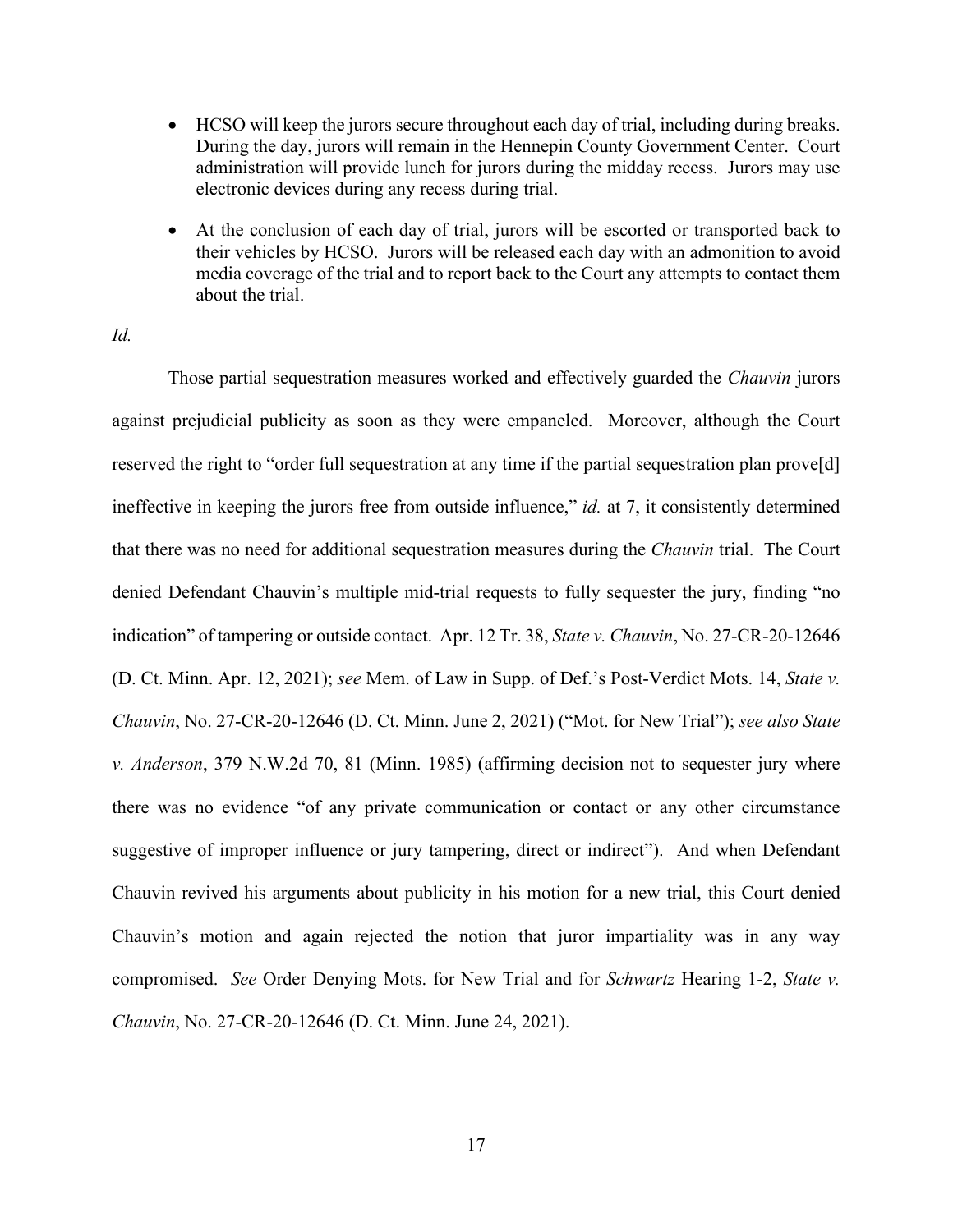- HCSO will keep the jurors secure throughout each day of trial, including during breaks. During the day, jurors will remain in the Hennepin County Government Center. Court administration will provide lunch for jurors during the midday recess. Jurors may use electronic devices during any recess during trial.

- At the conclusion of each day of trial, jurors will be escorted or transported back to their vehicles by HCSO. Jurors will be released each day with an admonition to avoid media coverage of the trial and to report back to the Court any attempts to contact them about the trial.

*Id.*

Those partial sequestration measures worked and effectively guarded the *Chauvin* jurors against prejudicial publicity as soon as they were empaneled. Moreover, although the Court reserved the right to "order full sequestration at any time if the partial sequestration plan prove[d] ineffective in keeping the jurors free from outside influence," *id.* at 7, it consistently determined that there was no need for additional sequestration measures during the *Chauvin* trial. The Court denied Defendant Chauvin's multiple mid-trial requests to fully sequester the jury, finding "no indication" of tampering or outside contact. Apr. 12 Tr. 38, *State v. Chauvin*, No. 27-CR-20-12646 (D. Ct. Minn. Apr. 12, 2021); *see* Mem. of Law in Supp. of Def.'s Post-Verdict Mots. 14, *State v. Chauvin*, No. 27-CR-20-12646 (D. Ct. Minn. June 2, 2021) ("Mot. for New Trial"); *see also State v. Anderson*, 379 N.W.2d 70, 81 (Minn. 1985) (affirming decision not to sequester jury where there was no evidence "of any private communication or contact or any other circumstance suggestive of improper influence or jury tampering, direct or indirect"). And when Defendant Chauvin revived his arguments about publicity in his motion for a new trial, this Court denied Chauvin's motion and again rejected the notion that juror impartiality was in any way compromised. *See* Order Denying Mots. for New Trial and for *Schwartz* Hearing 1-2, *State v. Chauvin*, No. 27-CR-20-12646 (D. Ct. Minn. June 24, 2021).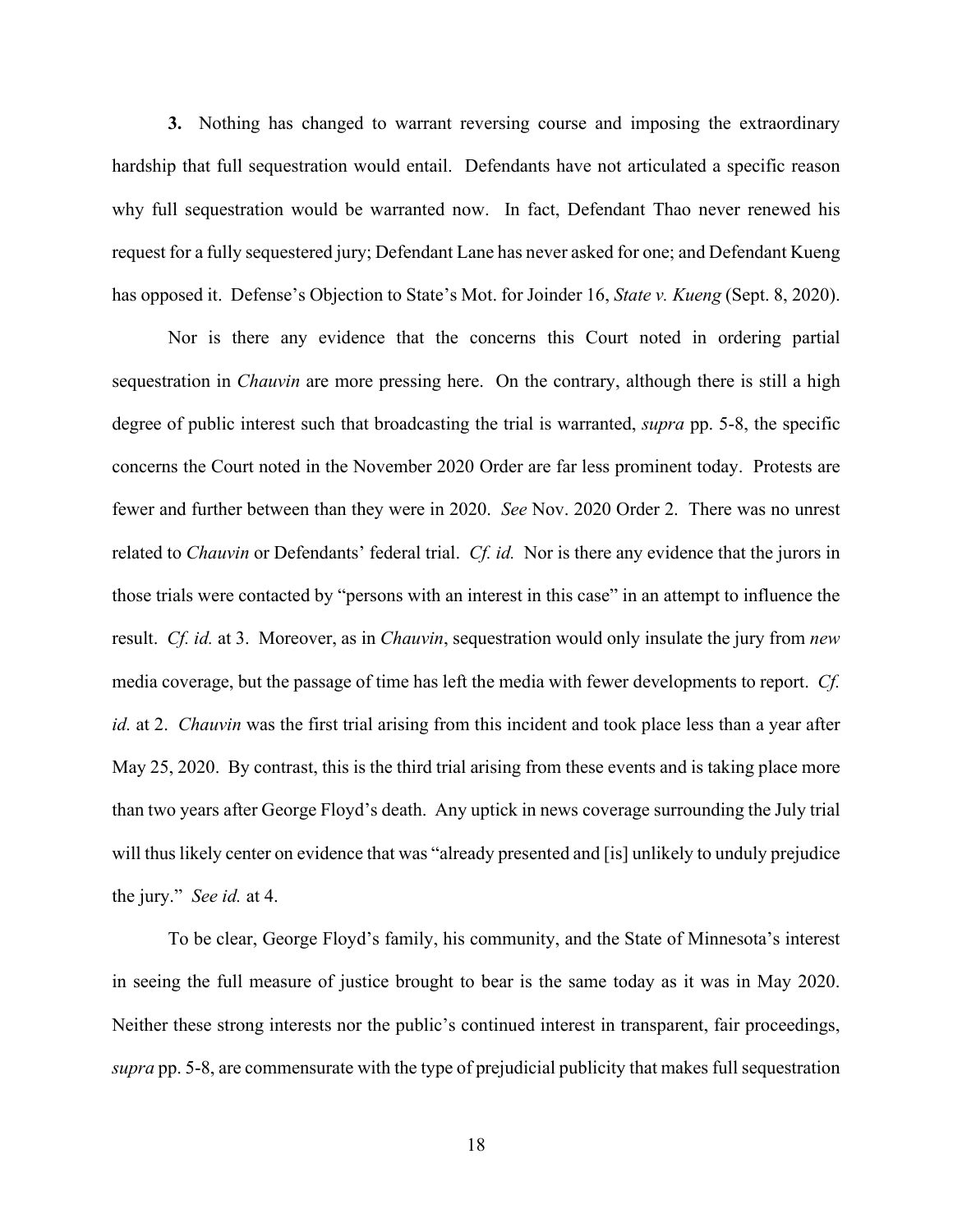**3.** Nothing has changed to warrant reversing course and imposing the extraordinary hardship that full sequestration would entail. Defendants have not articulated a specific reason why full sequestration would be warranted now. In fact, Defendant Thao never renewed his request for a fully sequestered jury; Defendant Lane has never asked for one; and Defendant Kueng has opposed it. Defense's Objection to State's Mot. for Joinder 16, *State v. Kueng* (Sept. 8, 2020).

Nor is there any evidence that the concerns this Court noted in ordering partial sequestration in *Chauvin* are more pressing here. On the contrary, although there is still a high degree of public interest such that broadcasting the trial is warranted, *supra* pp. 5-8, the specific concerns the Court noted in the November 2020 Order are far less prominent today. Protests are fewer and further between than they were in 2020. *See* Nov. 2020 Order 2. There was no unrest related to *Chauvin* or Defendants' federal trial. *Cf. id.* Nor is there any evidence that the jurors in those trials were contacted by "persons with an interest in this case" in an attempt to influence the result. *Cf. id.* at 3. Moreover, as in *Chauvin*, sequestration would only insulate the jury from *new* media coverage, but the passage of time has left the media with fewer developments to report. *Cf. id.* at 2. *Chauvin* was the first trial arising from this incident and took place less than a year after May 25, 2020. By contrast, this is the third trial arising from these events and is taking place more than two years after George Floyd's death. Any uptick in news coverage surrounding the July trial will thus likely center on evidence that was "already presented and [is] unlikely to unduly prejudice the jury." *See id.* at 4.

To be clear, George Floyd's family, his community, and the State of Minnesota's interest in seeing the full measure of justice brought to bear is the same today as it was in May 2020. Neither these strong interests nor the public's continued interest in transparent, fair proceedings, *supra* pp. 5-8, are commensurate with the type of prejudicial publicity that makes full sequestration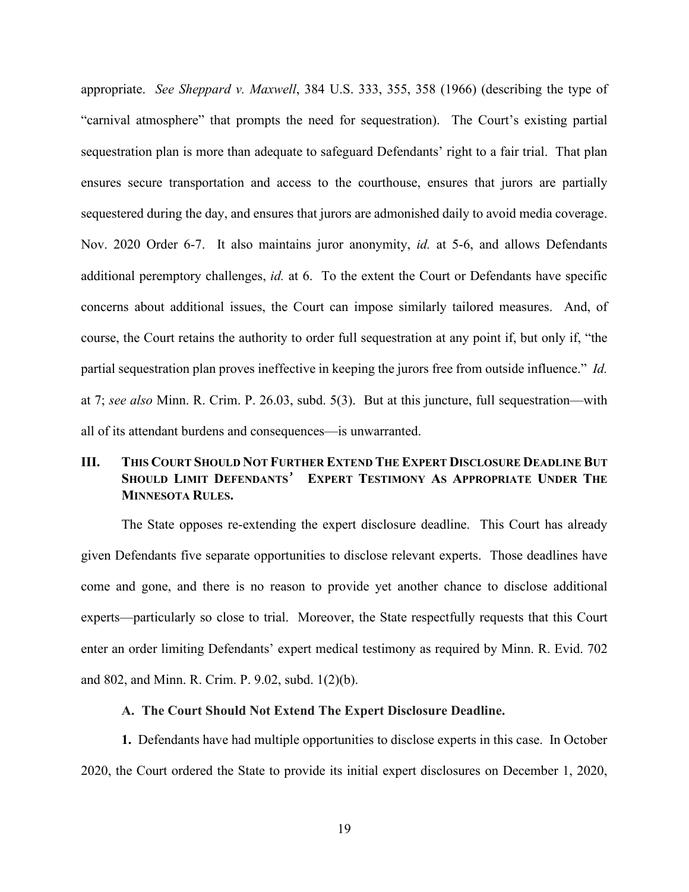appropriate. *See Sheppard v. Maxwell*, 384 U.S. 333, 355, 358 (1966) (describing the type of "carnival atmosphere" that prompts the need for sequestration). The Court's existing partial sequestration plan is more than adequate to safeguard Defendants' right to a fair trial. That plan ensures secure transportation and access to the courthouse, ensures that jurors are partially sequestered during the day, and ensures that jurors are admonished daily to avoid media coverage. Nov. 2020 Order 6-7. It also maintains juror anonymity, *id.* at 5-6, and allows Defendants additional peremptory challenges, *id.* at 6. To the extent the Court or Defendants have specific concerns about additional issues, the Court can impose similarly tailored measures. And, of course, the Court retains the authority to order full sequestration at any point if, but only if, "the partial sequestration plan proves ineffective in keeping the jurors free from outside influence." *Id.* at 7; *see also* Minn. R. Crim. P. 26.03, subd. 5(3). But at this juncture, full sequestration—with all of its attendant burdens and consequences—is unwarranted.

## III. THIS COURT SHOULD NOT FURTHER EXTEND THE EXPERT DISCLOSURE DEADLINE BUT SHOULD LIMIT DEFENDANTS' EXPERT TESTIMONY AS APPROPRIATE UNDER THE MINNESOTA RULES.

The State opposes re-extending the expert disclosure deadline. This Court has already given Defendants five separate opportunities to disclose relevant experts. Those deadlines have come and gone, and there is no reason to provide yet another chance to disclose additional experts—particularly so close to trial. Moreover, the State respectfully requests that this Court enter an order limiting Defendants' expert medical testimony as required by Minn. R. Evid. 702 and 802, and Minn. R. Crim. P. 9.02, subd. 1(2)(b).

### A. The Court Should Not Extend The Expert Disclosure Deadline.

**1.** Defendants have had multiple opportunities to disclose experts in this case. In October 2020, the Court ordered the State to provide its initial expert disclosures on December 1, 2020,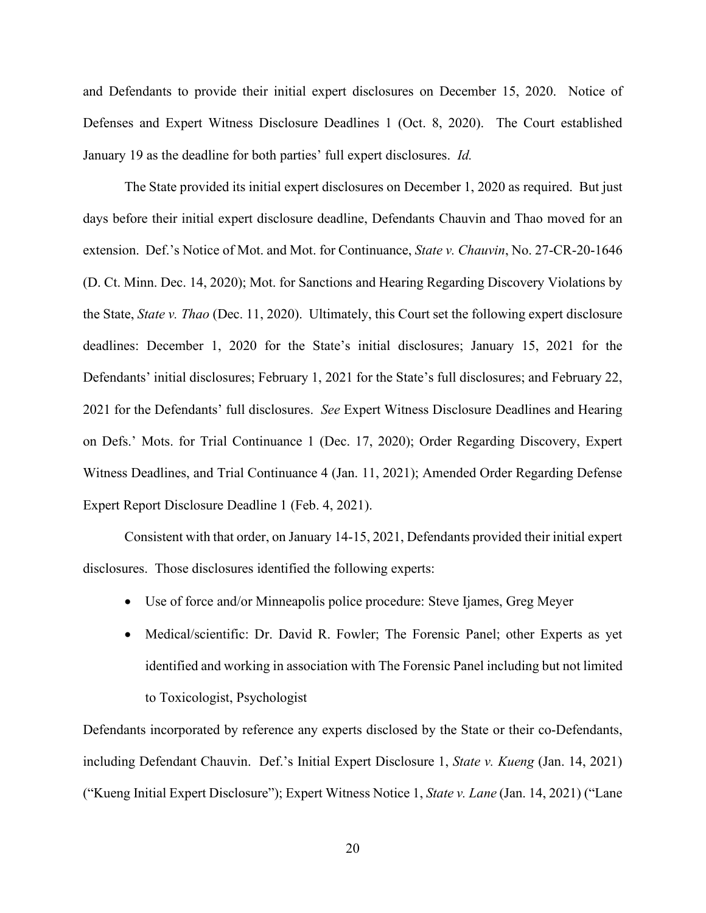and Defendants to provide their initial expert disclosures on December 15, 2020. Notice of Defenses and Expert Witness Disclosure Deadlines 1 (Oct. 8, 2020). The Court established January 19 as the deadline for both parties' full expert disclosures. *Id.*

The State provided its initial expert disclosures on December 1, 2020 as required. But just days before their initial expert disclosure deadline, Defendants Chauvin and Thao moved for an extension. Def.'s Notice of Mot. and Mot. for Continuance, *State v. Chauvin*, No. 27-CR-20-1646 (D. Ct. Minn. Dec. 14, 2020); Mot. for Sanctions and Hearing Regarding Discovery Violations by the State, *State v. Thao* (Dec. 11, 2020). Ultimately, this Court set the following expert disclosure deadlines: December 1, 2020 for the State's initial disclosures; January 15, 2021 for the Defendants' initial disclosures; February 1, 2021 for the State's full disclosures; and February 22, 2021 for the Defendants' full disclosures. *See* Expert Witness Disclosure Deadlines and Hearing on Defs.' Mots. for Trial Continuance 1 (Dec. 17, 2020); Order Regarding Discovery, Expert Witness Deadlines, and Trial Continuance 4 (Jan. 11, 2021); Amended Order Regarding Defense Expert Report Disclosure Deadline 1 (Feb. 4, 2021).

Consistent with that order, on January 14-15, 2021, Defendants provided their initial expert disclosures. Those disclosures identified the following experts:

- Use of force and/or Minneapolis police procedure: Steve Ijames, Greg Meyer
- Medical/scientific: Dr. David R. Fowler; The Forensic Panel; other Experts as yet identified and working in association with The Forensic Panel including but not limited to Toxicologist, Psychologist

Defendants incorporated by reference any experts disclosed by the State or their co-Defendants, including Defendant Chauvin. Def.'s Initial Expert Disclosure 1, *State v. Kueng* (Jan. 14, 2021) ("Kueng Initial Expert Disclosure"); Expert Witness Notice 1, *State v. Lane* (Jan. 14, 2021) ("Lane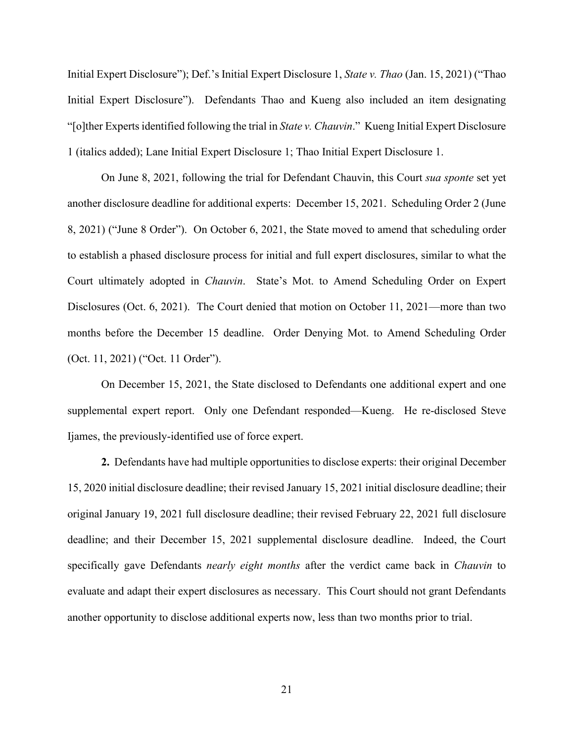Initial Expert Disclosure"); Def.'s Initial Expert Disclosure 1, *State v. Thao* (Jan. 15, 2021) ("Thao Initial Expert Disclosure"). Defendants Thao and Kueng also included an item designating "[o]ther Experts identified following the trial in *State v. Chauvin*." Kueng Initial Expert Disclosure 1 (italics added); Lane Initial Expert Disclosure 1; Thao Initial Expert Disclosure 1.

On June 8, 2021, following the trial for Defendant Chauvin, this Court *sua sponte* set yet another disclosure deadline for additional experts: December 15, 2021. Scheduling Order 2 (June 8, 2021) ("June 8 Order"). On October 6, 2021, the State moved to amend that scheduling order to establish a phased disclosure process for initial and full expert disclosures, similar to what the Court ultimately adopted in *Chauvin*. State's Mot. to Amend Scheduling Order on Expert Disclosures (Oct. 6, 2021). The Court denied that motion on October 11, 2021—more than two months before the December 15 deadline. Order Denying Mot. to Amend Scheduling Order (Oct. 11, 2021) ("Oct. 11 Order").

On December 15, 2021, the State disclosed to Defendants one additional expert and one supplemental expert report. Only one Defendant responded—Kueng. He re-disclosed Steve Ijames, the previously-identified use of force expert.

**2.** Defendants have had multiple opportunities to disclose experts: their original December 15, 2020 initial disclosure deadline; their revised January 15, 2021 initial disclosure deadline; their original January 19, 2021 full disclosure deadline; their revised February 22, 2021 full disclosure deadline; and their December 15, 2021 supplemental disclosure deadline. Indeed, the Court specifically gave Defendants *nearly eight months* after the verdict came back in *Chauvin* to evaluate and adapt their expert disclosures as necessary. This Court should not grant Defendants another opportunity to disclose additional experts now, less than two months prior to trial.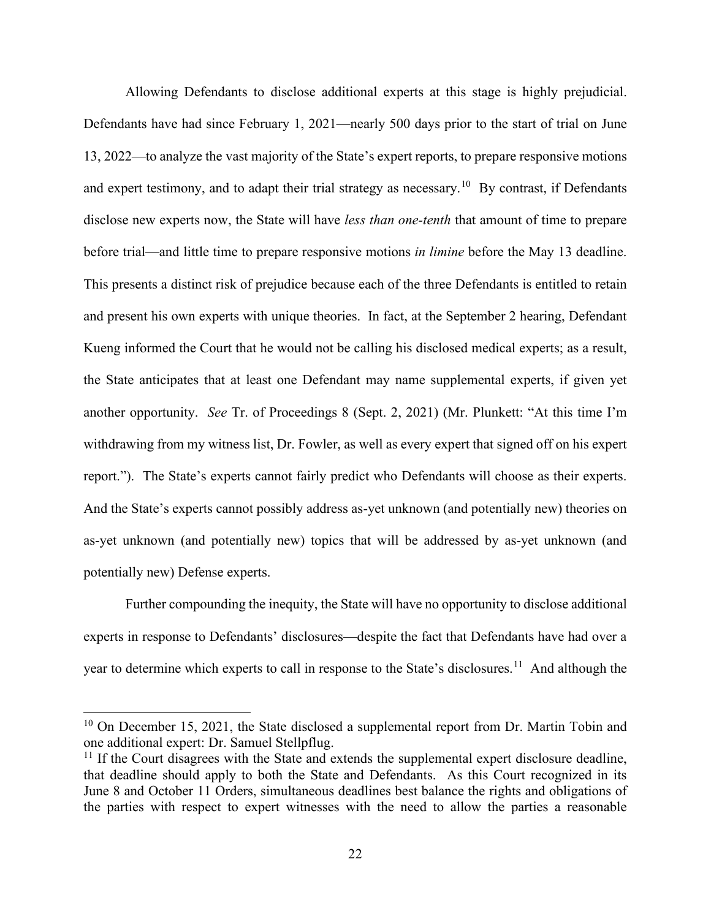Allowing Defendants to disclose additional experts at this stage is highly prejudicial. Defendants have had since February 1, 2021—nearly 500 days prior to the start of trial on June 13, 2022—to analyze the vast majority of the State's expert reports, to prepare responsive motions and expert testimony, and to adapt their trial strategy as necessary.[10] By contrast, if Defendants disclose new experts now, the State will have *less than one-tenth* that amount of time to prepare before trial—and little time to prepare responsive motions *in limine* before the May 13 deadline. This presents a distinct risk of prejudice because each of the three Defendants is entitled to retain and present his own experts with unique theories. In fact, at the September 2 hearing, Defendant Kueng informed the Court that he would not be calling his disclosed medical experts; as a result, the State anticipates that at least one Defendant may name supplemental experts, if given yet another opportunity. *See* Tr. of Proceedings 8 (Sept. 2, 2021) (Mr. Plunkett: "At this time I'm withdrawing from my witness list, Dr. Fowler, as well as every expert that signed off on his expert report."). The State's experts cannot fairly predict who Defendants will choose as their experts. And the State's experts cannot possibly address as-yet unknown (and potentially new) theories on as-yet unknown (and potentially new) topics that will be addressed by as-yet unknown (and potentially new) Defense experts.

Further compounding the inequity, the State will have no opportunity to disclose additional experts in response to Defendants' disclosures—despite the fact that Defendants have had over a year to determine which experts to call in response to the State's disclosures.[11] And although the

---

[10] On December 15, 2021, the State disclosed a supplemental report from Dr. Martin Tobin and one additional expert: Dr. Samuel Stellpflug.

[11] If the Court disagrees with the State and extends the supplemental expert disclosure deadline, that deadline should apply to both the State and Defendants. As this Court recognized in its June 8 and October 11 Orders, simultaneous deadlines best balance the rights and obligations of the parties with respect to expert witnesses with the need to allow the parties a reasonable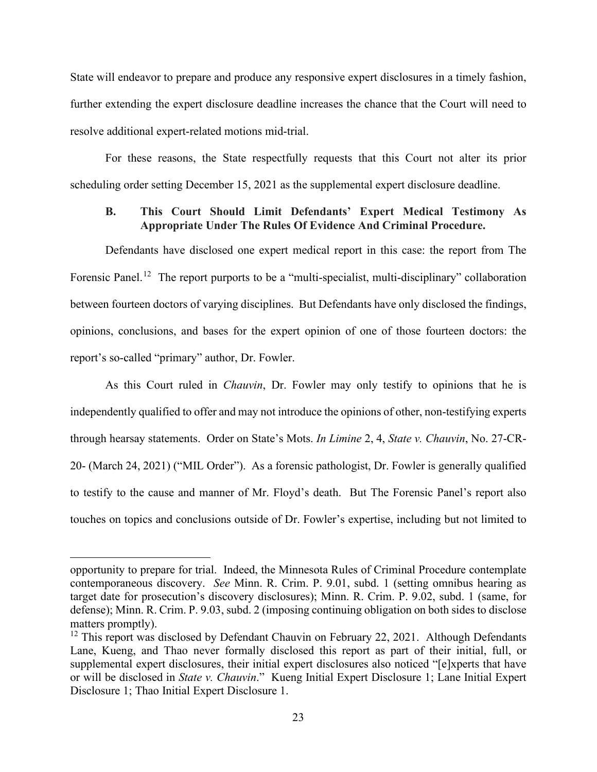State will endeavor to prepare and produce any responsive expert disclosures in a timely fashion, further extending the expert disclosure deadline increases the chance that the Court will need to resolve additional expert-related motions mid-trial.

For these reasons, the State respectfully requests that this Court not alter its prior scheduling order setting December 15, 2021 as the supplemental expert disclosure deadline.

### B. This Court Should Limit Defendants' Expert Medical Testimony As Appropriate Under The Rules Of Evidence And Criminal Procedure.

Defendants have disclosed one expert medical report in this case: the report from The Forensic Panel.[12] The report purports to be a "multi-specialist, multi-disciplinary" collaboration between fourteen doctors of varying disciplines. But Defendants have only disclosed the findings, opinions, conclusions, and bases for the expert opinion of one of those fourteen doctors: the report's so-called "primary" author, Dr. Fowler.

As this Court ruled in *Chauvin*, Dr. Fowler may only testify to opinions that he is independently qualified to offer and may not introduce the opinions of other, non-testifying experts through hearsay statements. Order on State's Mots. *In Limine* 2, 4, *State v. Chauvin*, No. 27-CR-20- (March 24, 2021) ("MIL Order"). As a forensic pathologist, Dr. Fowler is generally qualified to testify to the cause and manner of Mr. Floyd's death. But The Forensic Panel's report also touches on topics and conclusions outside of Dr. Fowler's expertise, including but not limited to

---

opportunity to prepare for trial. Indeed, the Minnesota Rules of Criminal Procedure contemplate contemporaneous discovery. *See* Minn. R. Crim. P. 9.01, subd. 1 (setting omnibus hearing as target date for prosecution's discovery disclosures); Minn. R. Crim. P. 9.02, subd. 1 (same, for defense); Minn. R. Crim. P. 9.03, subd. 2 (imposing continuing obligation on both sides to disclose matters promptly).

[12] This report was disclosed by Defendant Chauvin on February 22, 2021. Although Defendants Lane, Kueng, and Thao never formally disclosed this report as part of their initial, full, or supplemental expert disclosures, their initial expert disclosures also noticed "[e]xperts that have or will be disclosed in *State v. Chauvin*." Kueng Initial Expert Disclosure 1; Lane Initial Expert Disclosure 1; Thao Initial Expert Disclosure 1.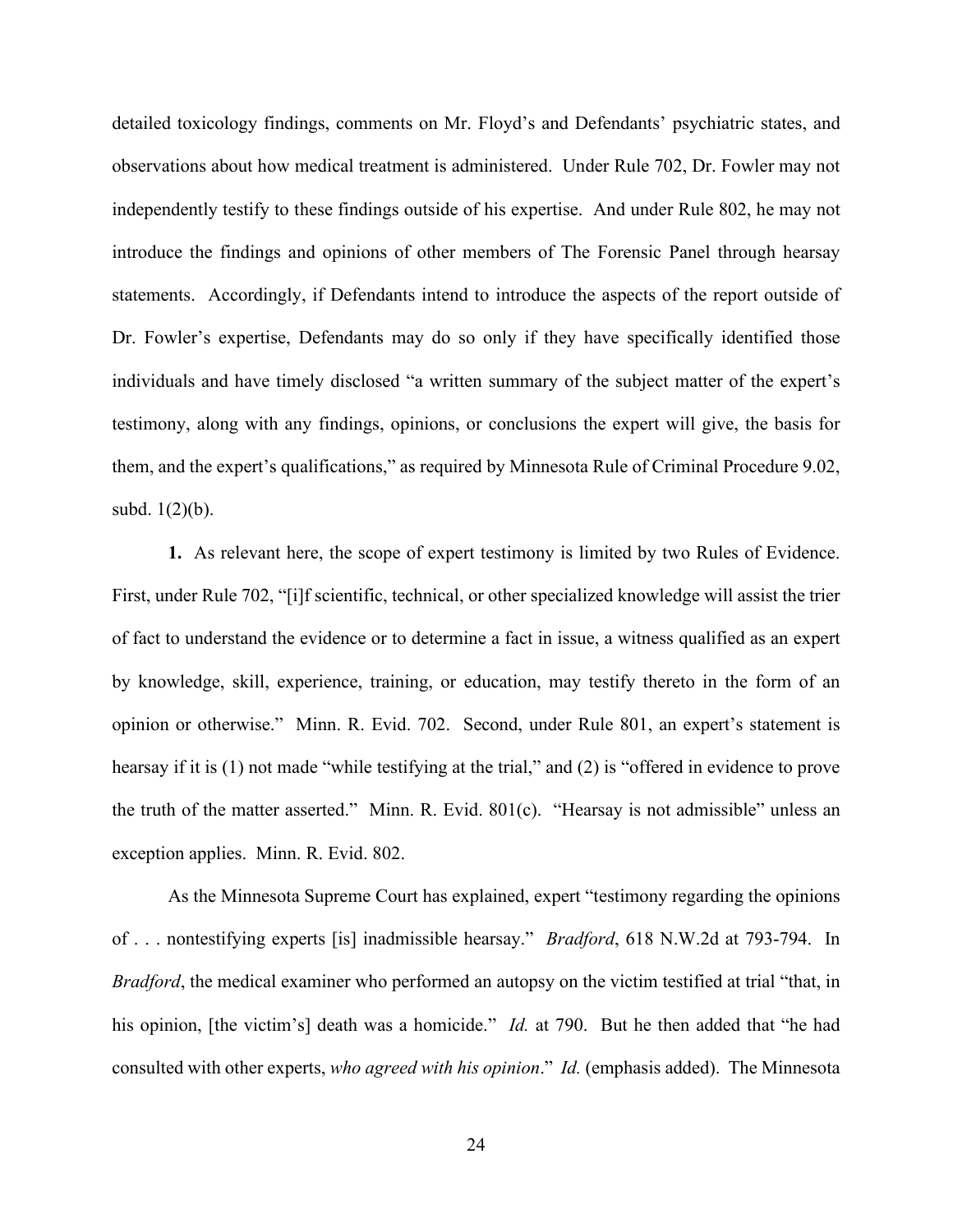detailed toxicology findings, comments on Mr. Floyd's and Defendants' psychiatric states, and observations about how medical treatment is administered. Under Rule 702, Dr. Fowler may not independently testify to these findings outside of his expertise. And under Rule 802, he may not introduce the findings and opinions of other members of The Forensic Panel through hearsay statements. Accordingly, if Defendants intend to introduce the aspects of the report outside of Dr. Fowler's expertise, Defendants may do so only if they have specifically identified those individuals and have timely disclosed "a written summary of the subject matter of the expert's testimony, along with any findings, opinions, or conclusions the expert will give, the basis for them, and the expert's qualifications," as required by Minnesota Rule of Criminal Procedure 9.02, subd. 1(2)(b).

**1.** As relevant here, the scope of expert testimony is limited by two Rules of Evidence. First, under Rule 702, "[i]f scientific, technical, or other specialized knowledge will assist the trier of fact to understand the evidence or to determine a fact in issue, a witness qualified as an expert by knowledge, skill, experience, training, or education, may testify thereto in the form of an opinion or otherwise." Minn. R. Evid. 702. Second, under Rule 801, an expert's statement is hearsay if it is (1) not made "while testifying at the trial," and (2) is "offered in evidence to prove the truth of the matter asserted." Minn. R. Evid. 801(c). "Hearsay is not admissible" unless an exception applies. Minn. R. Evid. 802.

As the Minnesota Supreme Court has explained, expert "testimony regarding the opinions of . . . nontestifying experts [is] inadmissible hearsay." *Bradford*, 618 N.W.2d at 793-794. In *Bradford*, the medical examiner who performed an autopsy on the victim testified at trial "that, in his opinion, [the victim's] death was a homicide." *Id.* at 790. But he then added that "he had consulted with other experts, *who agreed with his opinion*." *Id.* (emphasis added). The Minnesota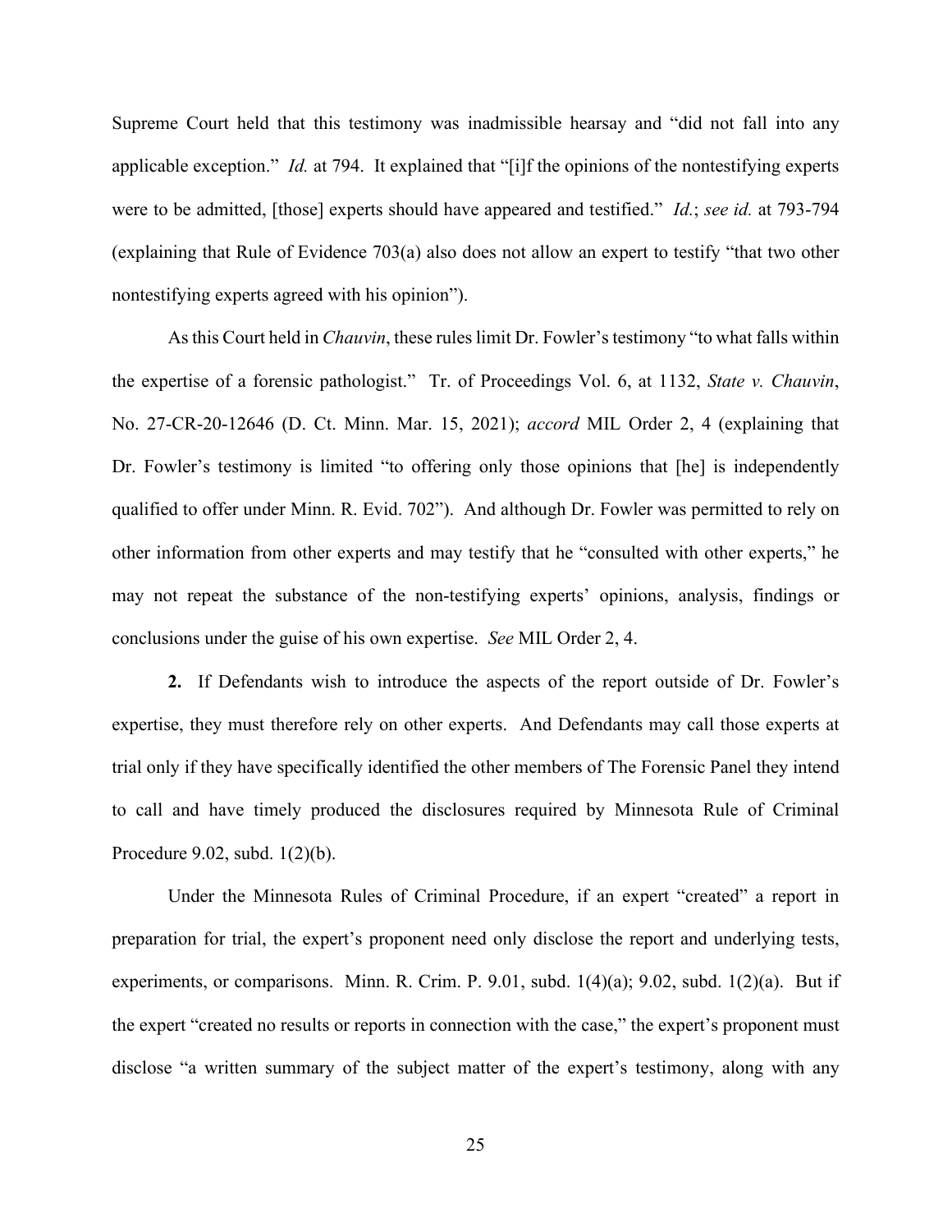Supreme Court held that this testimony was inadmissible hearsay and "did not fall into any applicable exception." *Id.* at 794. It explained that "[i]f the opinions of the nontestifying experts were to be admitted, [those] experts should have appeared and testified." *Id.*; *see id.* at 793-794 (explaining that Rule of Evidence 703(a) also does not allow an expert to testify "that two other nontestifying experts agreed with his opinion").

As this Court held in *Chauvin*, these rules limit Dr. Fowler's testimony "to what falls within the expertise of a forensic pathologist." Tr. of Proceedings Vol. 6, at 1132, *State v. Chauvin*, No. 27-CR-20-12646 (D. Ct. Minn. Mar. 15, 2021); *accord* MIL Order 2, 4 (explaining that Dr. Fowler's testimony is limited "to offering only those opinions that [he] is independently qualified to offer under Minn. R. Evid. 702"). And although Dr. Fowler was permitted to rely on other information from other experts and may testify that he "consulted with other experts," he may not repeat the substance of the non-testifying experts' opinions, analysis, findings or conclusions under the guise of his own expertise. *See* MIL Order 2, 4.

**2.** If Defendants wish to introduce the aspects of the report outside of Dr. Fowler's expertise, they must therefore rely on other experts. And Defendants may call those experts at trial only if they have specifically identified the other members of The Forensic Panel they intend to call and have timely produced the disclosures required by Minnesota Rule of Criminal Procedure 9.02, subd. 1(2)(b).

Under the Minnesota Rules of Criminal Procedure, if an expert "created" a report in preparation for trial, the expert's proponent need only disclose the report and underlying tests, experiments, or comparisons. Minn. R. Crim. P. 9.01, subd. 1(4)(a); 9.02, subd. 1(2)(a). But if the expert "created no results or reports in connection with the case," the expert's proponent must disclose "a written summary of the subject matter of the expert's testimony, along with any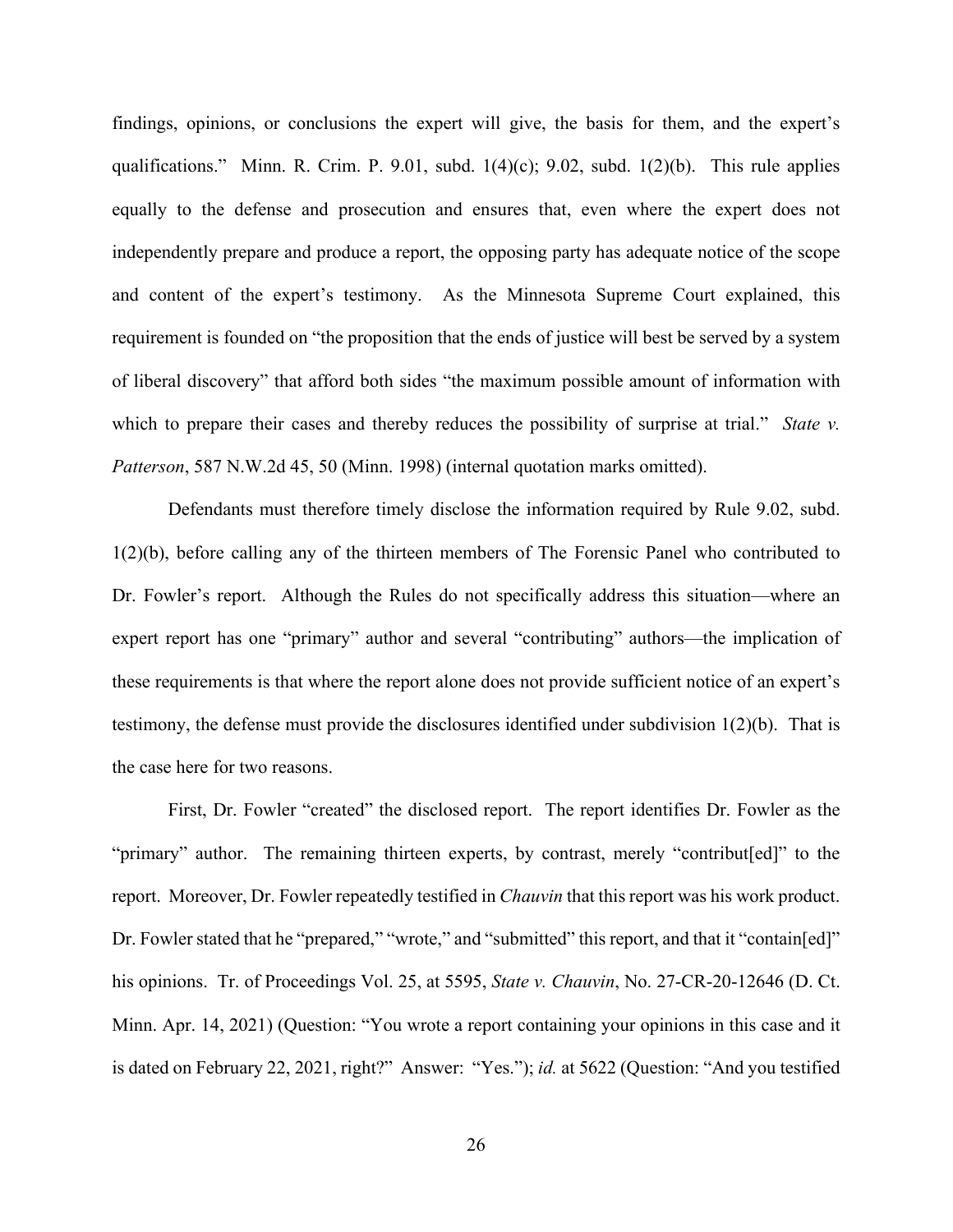findings, opinions, or conclusions the expert will give, the basis for them, and the expert's qualifications." Minn. R. Crim. P. 9.01, subd. 1(4)(c); 9.02, subd. 1(2)(b). This rule applies equally to the defense and prosecution and ensures that, even where the expert does not independently prepare and produce a report, the opposing party has adequate notice of the scope and content of the expert's testimony. As the Minnesota Supreme Court explained, this requirement is founded on "the proposition that the ends of justice will best be served by a system of liberal discovery" that afford both sides "the maximum possible amount of information with which to prepare their cases and thereby reduces the possibility of surprise at trial." *State v. Patterson*, 587 N.W.2d 45, 50 (Minn. 1998) (internal quotation marks omitted).

Defendants must therefore timely disclose the information required by Rule 9.02, subd. 1(2)(b), before calling any of the thirteen members of The Forensic Panel who contributed to Dr. Fowler's report. Although the Rules do not specifically address this situation—where an expert report has one "primary" author and several "contributing" authors—the implication of these requirements is that where the report alone does not provide sufficient notice of an expert's testimony, the defense must provide the disclosures identified under subdivision 1(2)(b). That is the case here for two reasons.

First, Dr. Fowler "created" the disclosed report. The report identifies Dr. Fowler as the "primary" author. The remaining thirteen experts, by contrast, merely "contribut[ed]" to the report. Moreover, Dr. Fowler repeatedly testified in *Chauvin* that this report was his work product. Dr. Fowler stated that he "prepared," "wrote," and "submitted" this report, and that it "contain[ed]" his opinions. Tr. of Proceedings Vol. 25, at 5595, *State v. Chauvin*, No. 27-CR-20-12646 (D. Ct. Minn. Apr. 14, 2021) (Question: "You wrote a report containing your opinions in this case and it is dated on February 22, 2021, right?" Answer: "Yes."); *id.* at 5622 (Question: "And you testified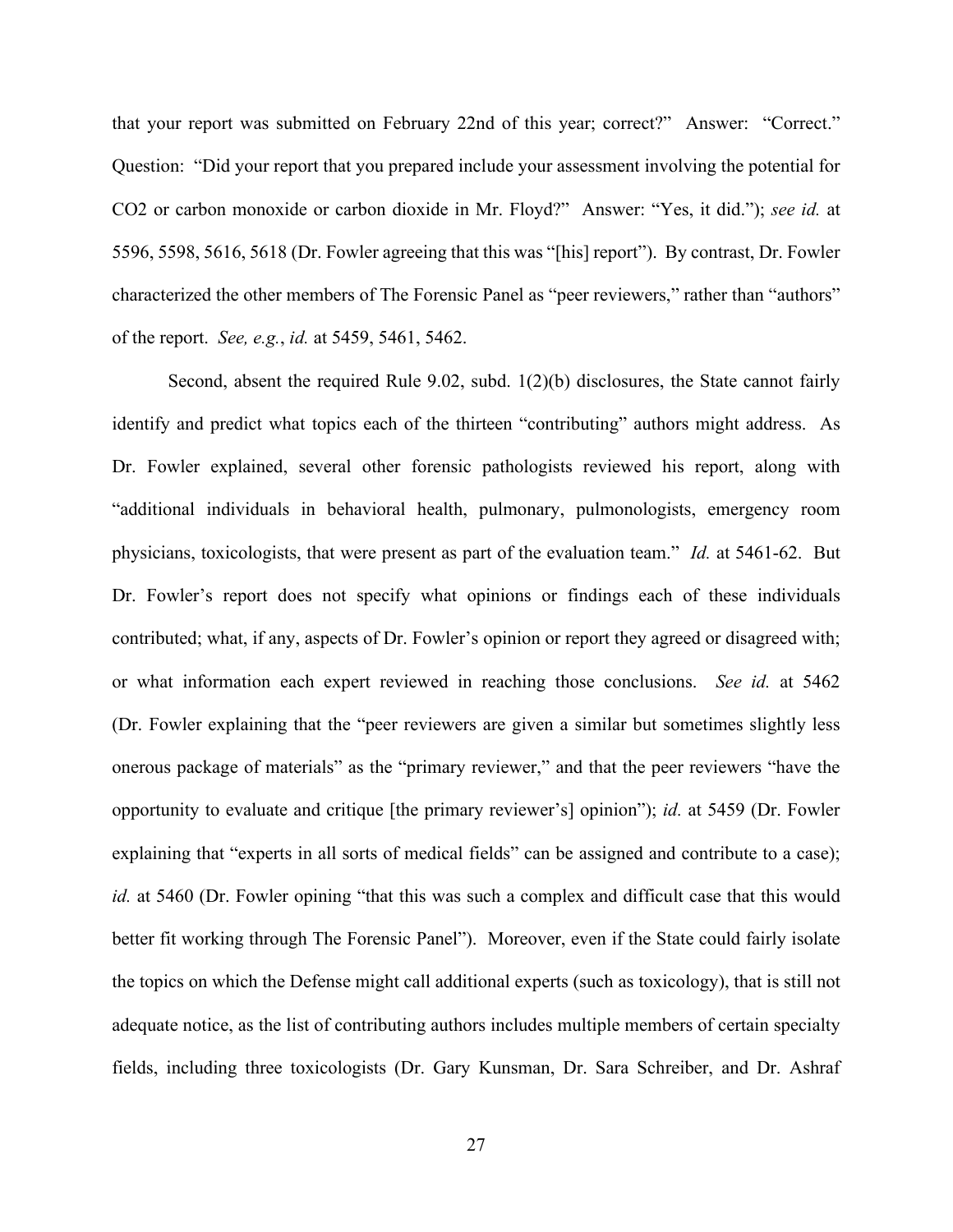that your report was submitted on February 22nd of this year; correct?" Answer: "Correct." Question: "Did your report that you prepared include your assessment involving the potential for CO2 or carbon monoxide or carbon dioxide in Mr. Floyd?" Answer: "Yes, it did."); *see id.* at 5596, 5598, 5616, 5618 (Dr. Fowler agreeing that this was "[his] report"). By contrast, Dr. Fowler characterized the other members of The Forensic Panel as "peer reviewers," rather than "authors" of the report. *See, e.g.*, *id.* at 5459, 5461, 5462.

Second, absent the required Rule 9.02, subd. 1(2)(b) disclosures, the State cannot fairly identify and predict what topics each of the thirteen "contributing" authors might address. As Dr. Fowler explained, several other forensic pathologists reviewed his report, along with "additional individuals in behavioral health, pulmonary, pulmonologists, emergency room physicians, toxicologists, that were present as part of the evaluation team." *Id.* at 5461-62. But Dr. Fowler's report does not specify what opinions or findings each of these individuals contributed; what, if any, aspects of Dr. Fowler's opinion or report they agreed or disagreed with; or what information each expert reviewed in reaching those conclusions. *See id.* at 5462 (Dr. Fowler explaining that the "peer reviewers are given a similar but sometimes slightly less onerous package of materials" as the "primary reviewer," and that the peer reviewers "have the opportunity to evaluate and critique [the primary reviewer's] opinion"); *id.* at 5459 (Dr. Fowler explaining that "experts in all sorts of medical fields" can be assigned and contribute to a case); *id.* at 5460 (Dr. Fowler opining "that this was such a complex and difficult case that this would better fit working through The Forensic Panel"). Moreover, even if the State could fairly isolate the topics on which the Defense might call additional experts (such as toxicology), that is still not adequate notice, as the list of contributing authors includes multiple members of certain specialty fields, including three toxicologists (Dr. Gary Kunsman, Dr. Sara Schreiber, and Dr. Ashraf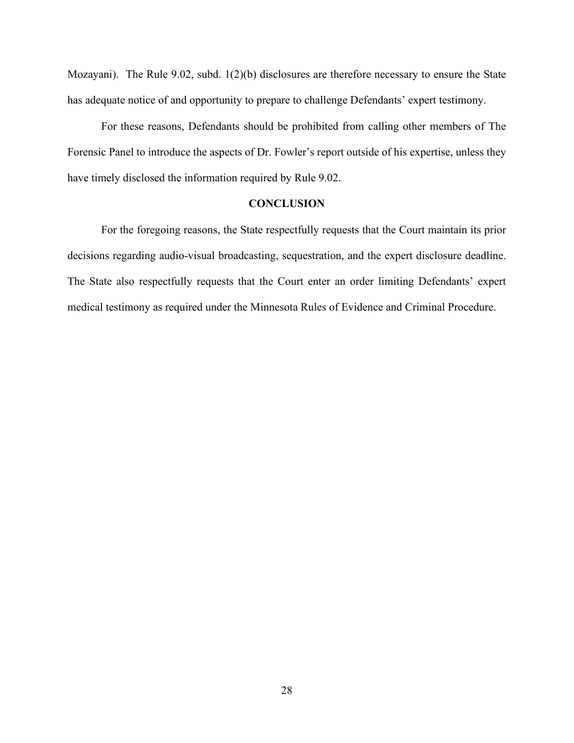Mozayani). The Rule 9.02, subd. 1(2)(b) disclosures are therefore necessary to ensure the State has adequate notice of and opportunity to prepare to challenge Defendants' expert testimony.

For these reasons, Defendants should be prohibited from calling other members of The Forensic Panel to introduce the aspects of Dr. Fowler's report outside of his expertise, unless they have timely disclosed the information required by Rule 9.02.

## CONCLUSION

For the foregoing reasons, the State respectfully requests that the Court maintain its prior decisions regarding audio-visual broadcasting, sequestration, and the expert disclosure deadline. The State also respectfully requests that the Court enter an order limiting Defendants' expert medical testimony as required under the Minnesota Rules of Evidence and Criminal Procedure.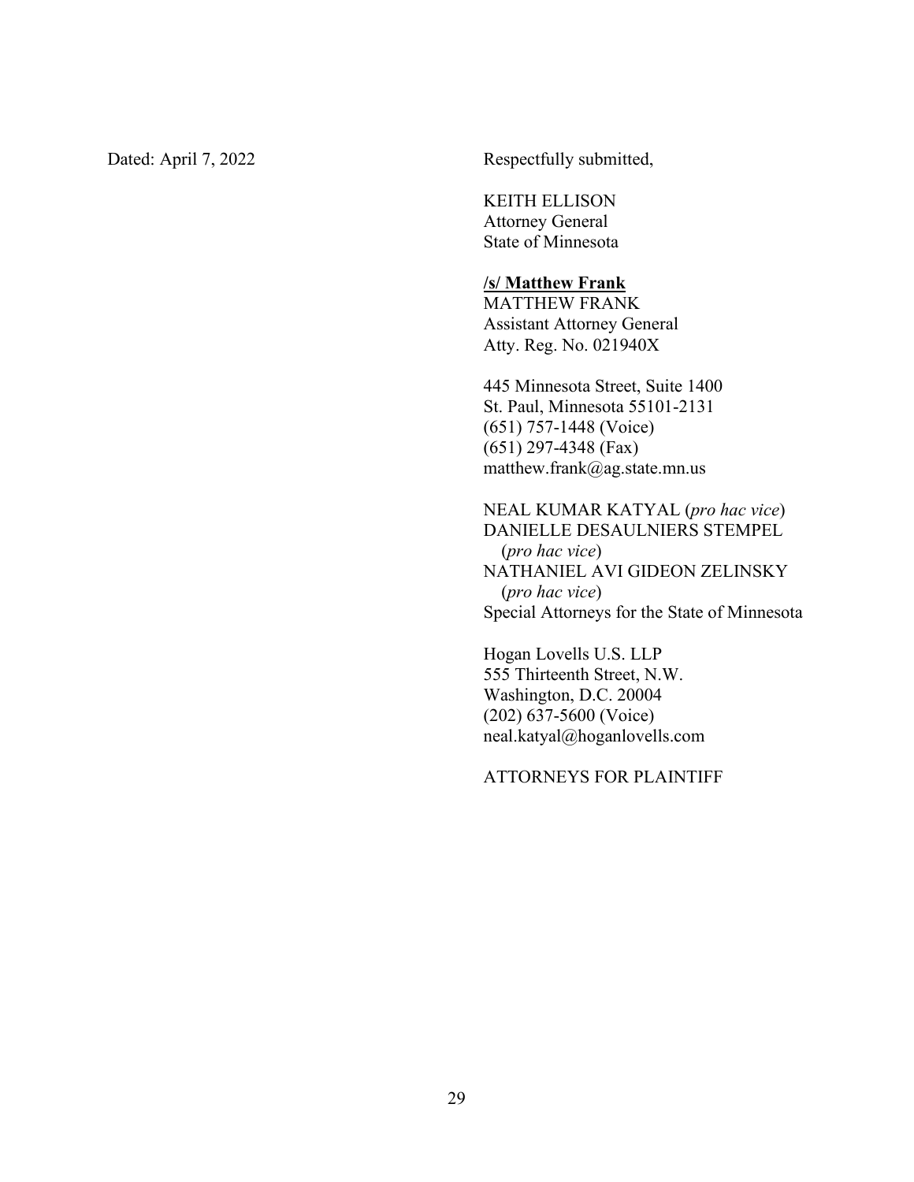Dated: April 7, 2022

Respectfully submitted,

KEITH ELLISON
Attorney General
State of Minnesota

**/s/ Matthew Frank**
MATTHEW FRANK
Assistant Attorney General
Atty. Reg. No. 021940X

445 Minnesota Street, Suite 1400
St. Paul, Minnesota 55101-2131
(651) 757-1448 (Voice)
(651) 297-4348 (Fax)
matthew.frank@ag.state.mn.us

NEAL KUMAR KATYAL (*pro hac vice*)
DANIELLE DESAULNIERS STEMPEL
(*pro hac vice*)
NATHANIEL AVI GIDEON ZELINSKY
(*pro hac vice*)
Special Attorneys for the State of Minnesota

Hogan Lovells U.S. LLP
555 Thirteenth Street, N.W.
Washington, D.C. 20004
(202) 637-5600 (Voice)
neal.katyal@hoganlovells.com

ATTORNEYS FOR PLAINTIFF